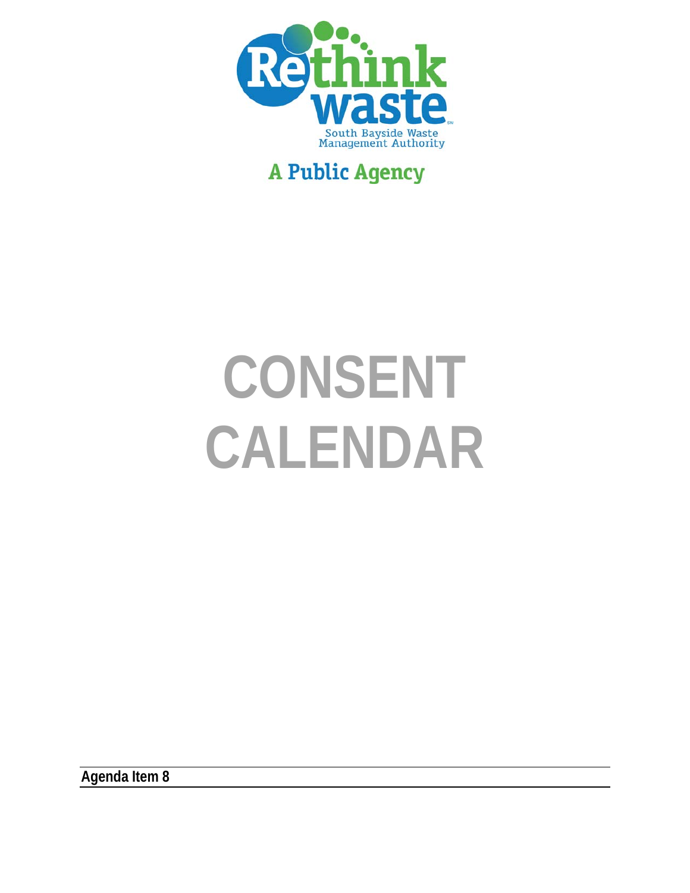Rethink waste

South Bayside Waste Management Authority

A Public Agency

# CONSENT CALENDAR

**Agenda Item 8**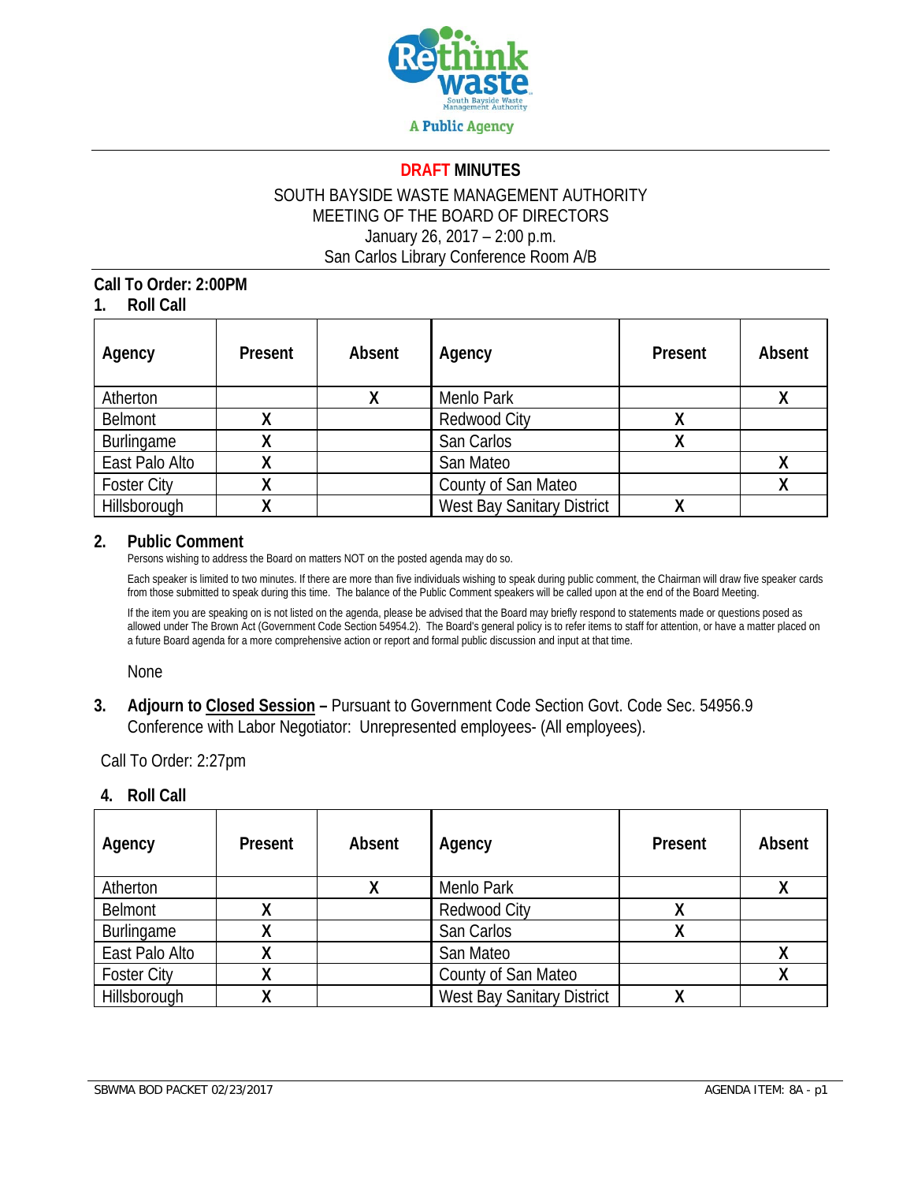**DRAFT MINUTES**

SOUTH BAYSIDE WASTE MANAGEMENT AUTHORITY
MEETING OF THE BOARD OF DIRECTORS
January 26, 2017 – 2:00 p.m.
San Carlos Library Conference Room A/B

**Call To Order: 2:00PM**

**1. Roll Call**

| Agency | Present | Absent | Agency | Present | Absent |
|---|---|---|---|---|---|
| Atherton | | X | Menlo Park | | X |
| Belmont | X | | Redwood City | X | |
| Burlingame | X | | San Carlos | X | |
| East Palo Alto | X | | San Mateo | | X |
| Foster City | X | | County of San Mateo | | X |
| Hillsborough | X | | West Bay Sanitary District | X | |

**2. Public Comment**

Persons wishing to address the Board on matters NOT on the posted agenda may do so.

Each speaker is limited to two minutes. If there are more than five individuals wishing to speak during public comment, the Chairman will draw five speaker cards from those submitted to speak during this time. The balance of the Public Comment speakers will be called upon at the end of the Board Meeting.

If the item you are speaking on is not listed on the agenda, please be advised that the Board may briefly respond to statements made or questions posed as allowed under The Brown Act (Government Code Section 54954.2). The Board's general policy is to refer items to staff for attention, or have a matter placed on a future Board agenda for a more comprehensive action or report and formal public discussion and input at that time.

None

**3. Adjourn to Closed Session –** Pursuant to Government Code Section Govt. Code Sec. 54956.9 Conference with Labor Negotiator: Unrepresented employees- (All employees).

Call To Order: 2:27pm

**4. Roll Call**

| Agency | Present | Absent | Agency | Present | Absent |
|---|---|---|---|---|---|
| Atherton | | X | Menlo Park | | X |
| Belmont | X | | Redwood City | X | |
| Burlingame | X | | San Carlos | X | |
| East Palo Alto | X | | San Mateo | | X |
| Foster City | X | | County of San Mateo | | X |
| Hillsborough | X | | West Bay Sanitary District | X | |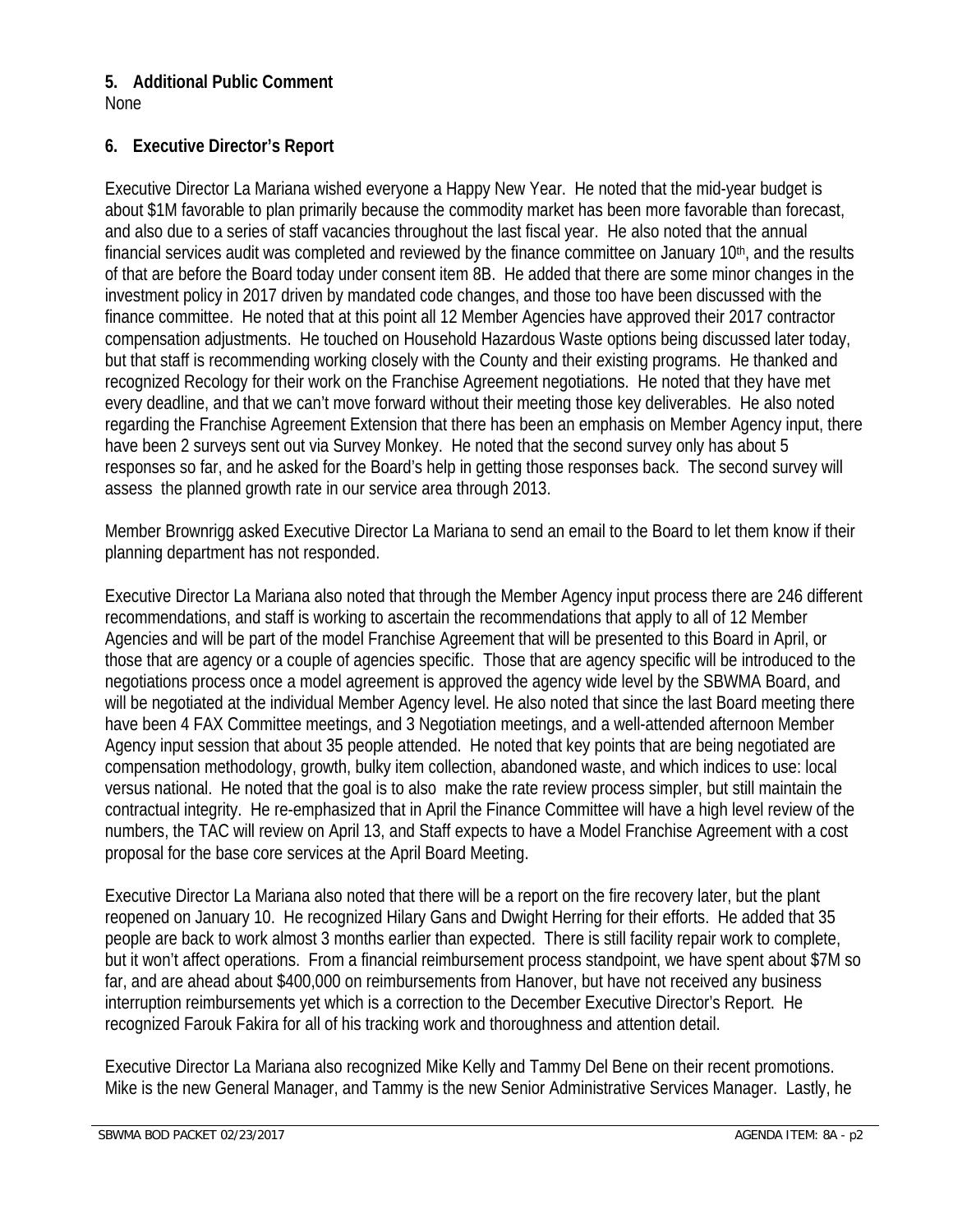**5. Additional Public Comment**
None

**6. Executive Director's Report**

Executive Director La Mariana wished everyone a Happy New Year. He noted that the mid-year budget is about $1M favorable to plan primarily because the commodity market has been more favorable than forecast, and also due to a series of staff vacancies throughout the last fiscal year. He also noted that the annual financial services audit was completed and reviewed by the finance committee on January 10th, and the results of that are before the Board today under consent item 8B. He added that there are some minor changes in the investment policy in 2017 driven by mandated code changes, and those too have been discussed with the finance committee. He noted that at this point all 12 Member Agencies have approved their 2017 contractor compensation adjustments. He touched on Household Hazardous Waste options being discussed later today, but that staff is recommending working closely with the County and their existing programs. He thanked and recognized Recology for their work on the Franchise Agreement negotiations. He noted that they have met every deadline, and that we can't move forward without their meeting those key deliverables. He also noted regarding the Franchise Agreement Extension that there has been an emphasis on Member Agency input, there have been 2 surveys sent out via Survey Monkey. He noted that the second survey only has about 5 responses so far, and he asked for the Board's help in getting those responses back. The second survey will assess the planned growth rate in our service area through 2013.

Member Brownrigg asked Executive Director La Mariana to send an email to the Board to let them know if their planning department has not responded.

Executive Director La Mariana also noted that through the Member Agency input process there are 246 different recommendations, and staff is working to ascertain the recommendations that apply to all of 12 Member Agencies and will be part of the model Franchise Agreement that will be presented to this Board in April, or those that are agency or a couple of agencies specific. Those that are agency specific will be introduced to the negotiations process once a model agreement is approved the agency wide level by the SBWMA Board, and will be negotiated at the individual Member Agency level. He also noted that since the last Board meeting there have been 4 FAX Committee meetings, and 3 Negotiation meetings, and a well-attended afternoon Member Agency input session that about 35 people attended. He noted that key points that are being negotiated are compensation methodology, growth, bulky item collection, abandoned waste, and which indices to use: local versus national. He noted that the goal is to also make the rate review process simpler, but still maintain the contractual integrity. He re-emphasized that in April the Finance Committee will have a high level review of the numbers, the TAC will review on April 13, and Staff expects to have a Model Franchise Agreement with a cost proposal for the base core services at the April Board Meeting.

Executive Director La Mariana also noted that there will be a report on the fire recovery later, but the plant reopened on January 10. He recognized Hilary Gans and Dwight Herring for their efforts. He added that 35 people are back to work almost 3 months earlier than expected. There is still facility repair work to complete, but it won't affect operations. From a financial reimbursement process standpoint, we have spent about $7M so far, and are ahead about $400,000 on reimbursements from Hanover, but have not received any business interruption reimbursements yet which is a correction to the December Executive Director's Report. He recognized Farouk Fakira for all of his tracking work and thoroughness and attention detail.

Executive Director La Mariana also recognized Mike Kelly and Tammy Del Bene on their recent promotions. Mike is the new General Manager, and Tammy is the new Senior Administrative Services Manager. Lastly, he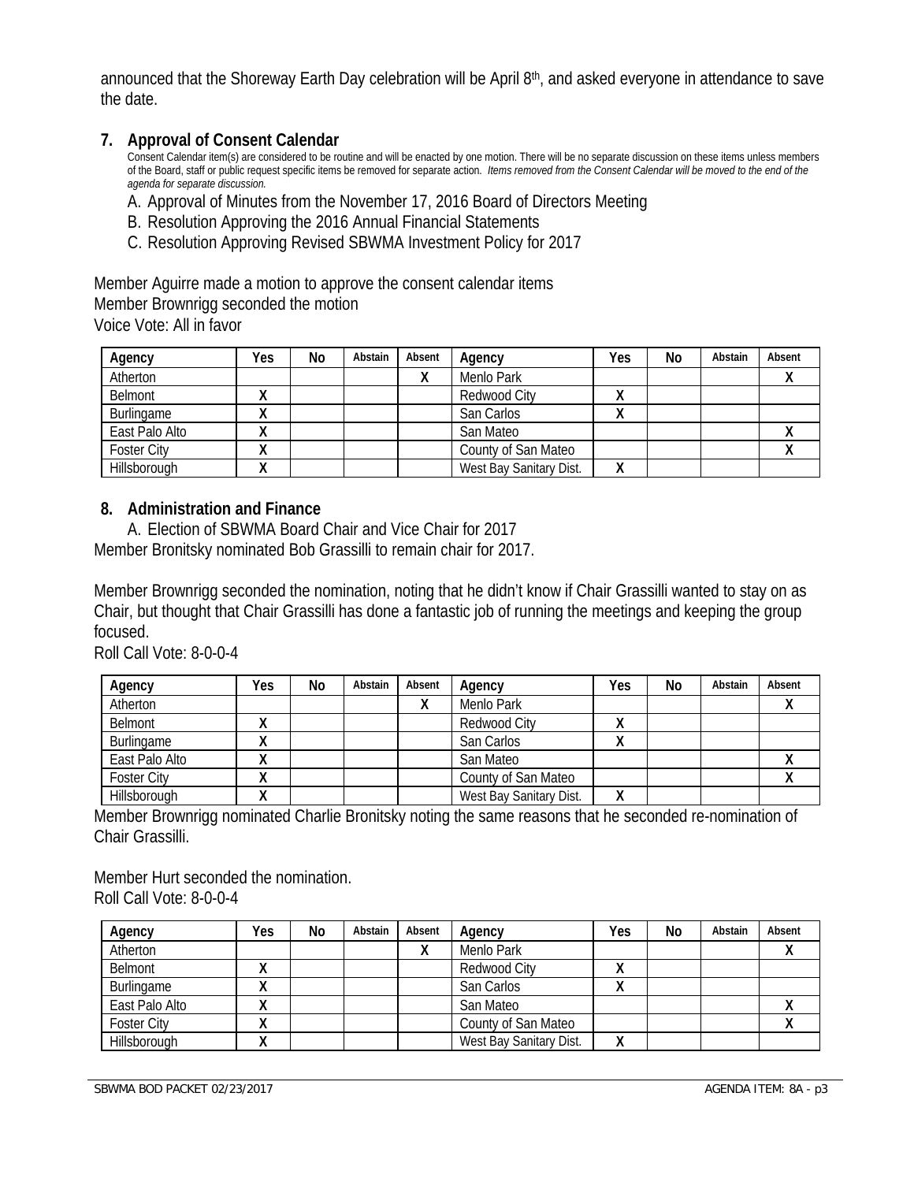announced that the Shoreway Earth Day celebration will be April 8th, and asked everyone in attendance to save the date.

## 7. Approval of Consent Calendar

Consent Calendar item(s) are considered to be routine and will be enacted by one motion. There will be no separate discussion on these items unless members of the Board, staff or public request specific items be removed for separate action. *Items removed from the Consent Calendar will be moved to the end of the agenda for separate discussion.*

A. Approval of Minutes from the November 17, 2016 Board of Directors Meeting
B. Resolution Approving the 2016 Annual Financial Statements
C. Resolution Approving Revised SBWMA Investment Policy for 2017

Member Aguirre made a motion to approve the consent calendar items
Member Brownrigg seconded the motion
Voice Vote: All in favor

| Agency | Yes | No | Abstain | Absent | Agency | Yes | No | Abstain | Absent |
|---|---|---|---|---|---|---|---|---|---|
| Atherton | | | | X | Menlo Park | | | | X |
| Belmont | X | | | | Redwood City | X | | | |
| Burlingame | X | | | | San Carlos | X | | | |
| East Palo Alto | X | | | | San Mateo | | | | X |
| Foster City | X | | | | County of San Mateo | | | | X |
| Hillsborough | X | | | | West Bay Sanitary Dist. | X | | | |

## 8. Administration and Finance

A. Election of SBWMA Board Chair and Vice Chair for 2017

Member Bronitsky nominated Bob Grassilli to remain chair for 2017.

Member Brownrigg seconded the nomination, noting that he didn't know if Chair Grassilli wanted to stay on as Chair, but thought that Chair Grassilli has done a fantastic job of running the meetings and keeping the group focused.
Roll Call Vote: 8-0-0-4

| Agency | Yes | No | Abstain | Absent | Agency | Yes | No | Abstain | Absent |
|---|---|---|---|---|---|---|---|---|---|
| Atherton | | | | X | Menlo Park | | | | X |
| Belmont | X | | | | Redwood City | X | | | |
| Burlingame | X | | | | San Carlos | X | | | |
| East Palo Alto | X | | | | San Mateo | | | | X |
| Foster City | X | | | | County of San Mateo | | | | X |
| Hillsborough | X | | | | West Bay Sanitary Dist. | X | | | |

Member Brownrigg nominated Charlie Bronitsky noting the same reasons that he seconded re-nomination of Chair Grassilli.

Member Hurt seconded the nomination.
Roll Call Vote: 8-0-0-4

| Agency | Yes | No | Abstain | Absent | Agency | Yes | No | Abstain | Absent |
|---|---|---|---|---|---|---|---|---|---|
| Atherton | | | | X | Menlo Park | | | | X |
| Belmont | X | | | | Redwood City | X | | | |
| Burlingame | X | | | | San Carlos | X | | | |
| East Palo Alto | X | | | | San Mateo | | | | X |
| Foster City | X | | | | County of San Mateo | | | | X |
| Hillsborough | X | | | | West Bay Sanitary Dist. | X | | | |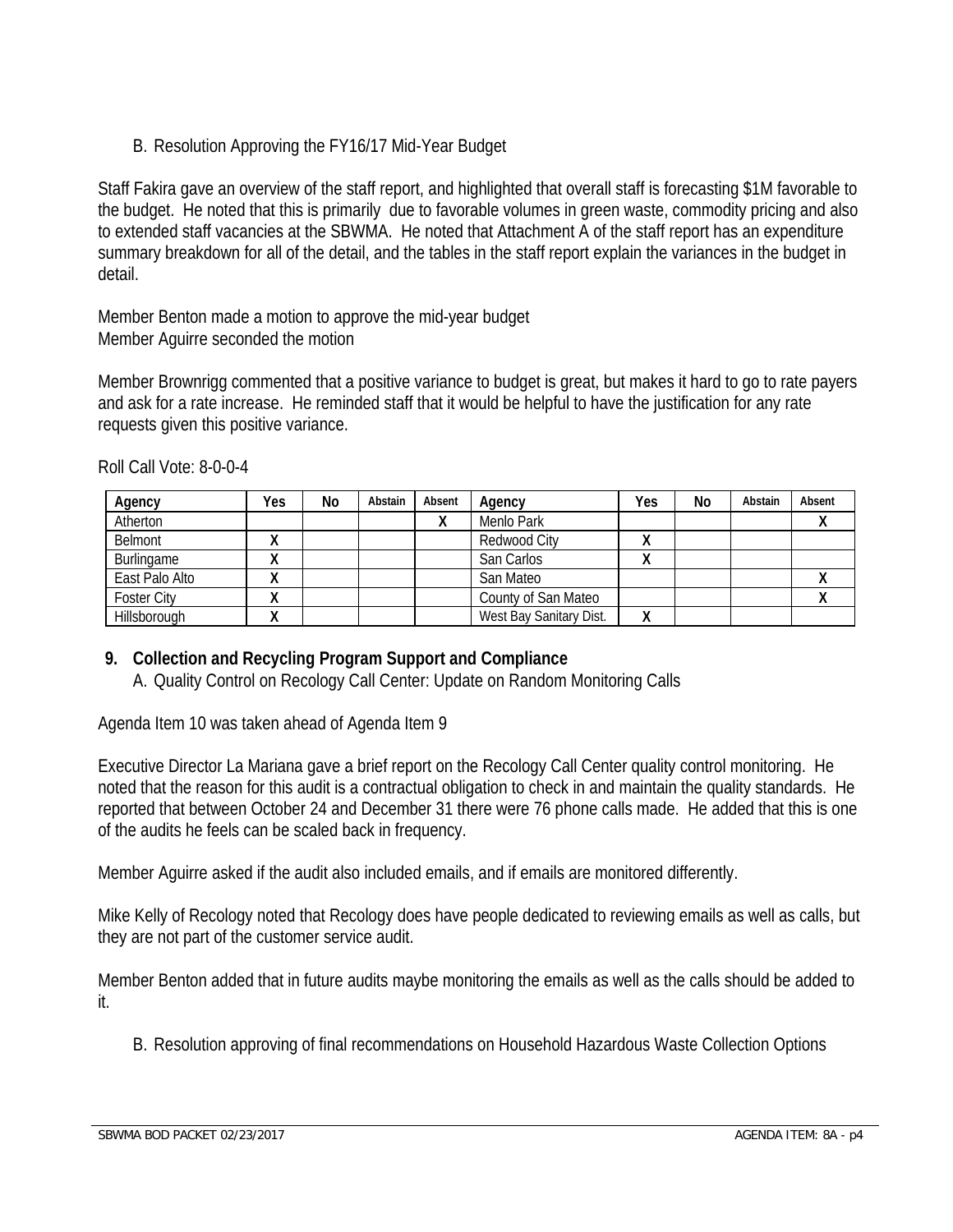B. Resolution Approving the FY16/17 Mid-Year Budget

Staff Fakira gave an overview of the staff report, and highlighted that overall staff is forecasting $1M favorable to the budget. He noted that this is primarily due to favorable volumes in green waste, commodity pricing and also to extended staff vacancies at the SBWMA. He noted that Attachment A of the staff report has an expenditure summary breakdown for all of the detail, and the tables in the staff report explain the variances in the budget in detail.

Member Benton made a motion to approve the mid-year budget
Member Aguirre seconded the motion

Member Brownrigg commented that a positive variance to budget is great, but makes it hard to go to rate payers and ask for a rate increase. He reminded staff that it would be helpful to have the justification for any rate requests given this positive variance.

Roll Call Vote: 8-0-0-4

| Agency | Yes | No | Abstain | Absent | Agency | Yes | No | Abstain | Absent |
|---|---|---|---|---|---|---|---|---|---|
| Atherton | | | | X | Menlo Park | | | | X |
| Belmont | X | | | | Redwood City | X | | | |
| Burlingame | X | | | | San Carlos | X | | | |
| East Palo Alto | X | | | | San Mateo | | | | X |
| Foster City | X | | | | County of San Mateo | | | | X |
| Hillsborough | X | | | | West Bay Sanitary Dist. | X | | | |

## 9. Collection and Recycling Program Support and Compliance

A. Quality Control on Recology Call Center: Update on Random Monitoring Calls

Agenda Item 10 was taken ahead of Agenda Item 9

Executive Director La Mariana gave a brief report on the Recology Call Center quality control monitoring. He noted that the reason for this audit is a contractual obligation to check in and maintain the quality standards. He reported that between October 24 and December 31 there were 76 phone calls made. He added that this is one of the audits he feels can be scaled back in frequency.

Member Aguirre asked if the audit also included emails, and if emails are monitored differently.

Mike Kelly of Recology noted that Recology does have people dedicated to reviewing emails as well as calls, but they are not part of the customer service audit.

Member Benton added that in future audits maybe monitoring the emails as well as the calls should be added to it.

B. Resolution approving of final recommendations on Household Hazardous Waste Collection Options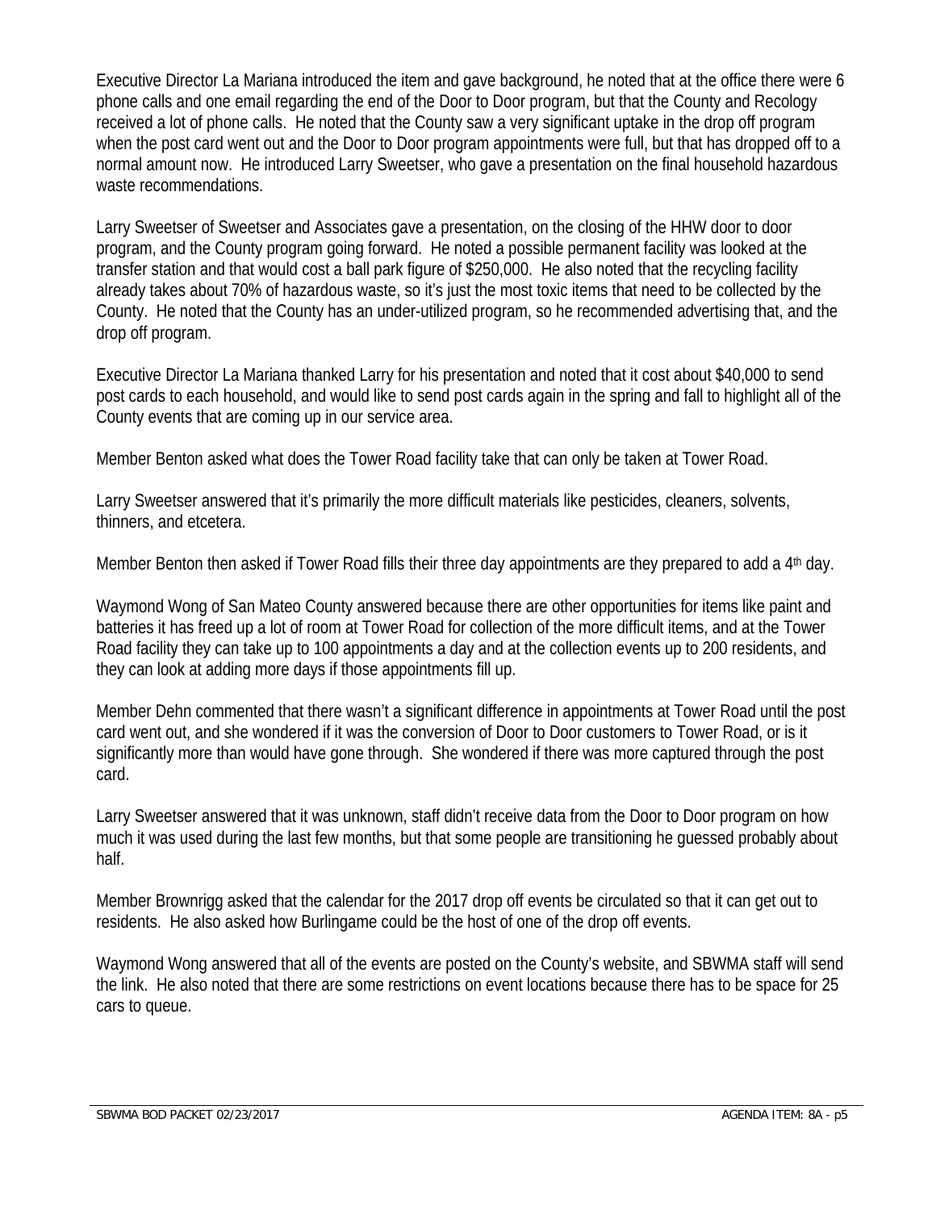Executive Director La Mariana introduced the item and gave background, he noted that at the office there were 6 phone calls and one email regarding the end of the Door to Door program, but that the County and Recology received a lot of phone calls. He noted that the County saw a very significant uptake in the drop off program when the post card went out and the Door to Door program appointments were full, but that has dropped off to a normal amount now. He introduced Larry Sweetser, who gave a presentation on the final household hazardous waste recommendations.

Larry Sweetser of Sweetser and Associates gave a presentation, on the closing of the HHW door to door program, and the County program going forward. He noted a possible permanent facility was looked at the transfer station and that would cost a ball park figure of $250,000. He also noted that the recycling facility already takes about 70% of hazardous waste, so it's just the most toxic items that need to be collected by the County. He noted that the County has an under-utilized program, so he recommended advertising that, and the drop off program.

Executive Director La Mariana thanked Larry for his presentation and noted that it cost about $40,000 to send post cards to each household, and would like to send post cards again in the spring and fall to highlight all of the County events that are coming up in our service area.

Member Benton asked what does the Tower Road facility take that can only be taken at Tower Road.

Larry Sweetser answered that it's primarily the more difficult materials like pesticides, cleaners, solvents, thinners, and etcetera.

Member Benton then asked if Tower Road fills their three day appointments are they prepared to add a 4th day.

Waymond Wong of San Mateo County answered because there are other opportunities for items like paint and batteries it has freed up a lot of room at Tower Road for collection of the more difficult items, and at the Tower Road facility they can take up to 100 appointments a day and at the collection events up to 200 residents, and they can look at adding more days if those appointments fill up.

Member Dehn commented that there wasn't a significant difference in appointments at Tower Road until the post card went out, and she wondered if it was the conversion of Door to Door customers to Tower Road, or is it significantly more than would have gone through. She wondered if there was more captured through the post card.

Larry Sweetser answered that it was unknown, staff didn't receive data from the Door to Door program on how much it was used during the last few months, but that some people are transitioning he guessed probably about half.

Member Brownrigg asked that the calendar for the 2017 drop off events be circulated so that it can get out to residents. He also asked how Burlingame could be the host of one of the drop off events.

Waymond Wong answered that all of the events are posted on the County's website, and SBWMA staff will send the link. He also noted that there are some restrictions on event locations because there has to be space for 25 cars to queue.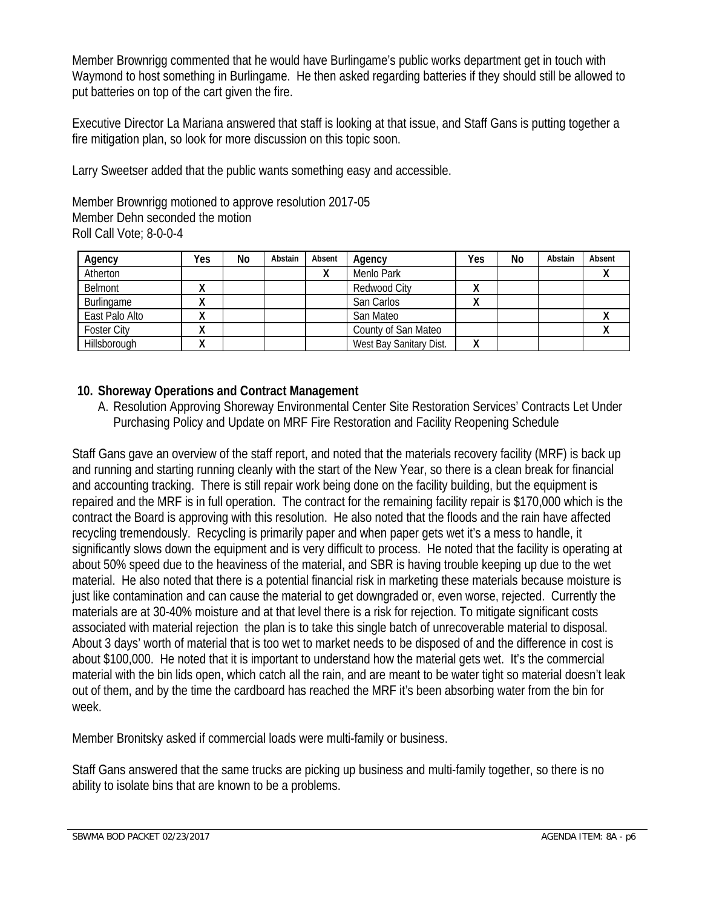Member Brownrigg commented that he would have Burlingame's public works department get in touch with Waymond to host something in Burlingame. He then asked regarding batteries if they should still be allowed to put batteries on top of the cart given the fire.

Executive Director La Mariana answered that staff is looking at that issue, and Staff Gans is putting together a fire mitigation plan, so look for more discussion on this topic soon.

Larry Sweetser added that the public wants something easy and accessible.

Member Brownrigg motioned to approve resolution 2017-05
Member Dehn seconded the motion
Roll Call Vote; 8-0-0-4

| Agency | Yes | No | Abstain | Absent | Agency | Yes | No | Abstain | Absent |
|---|---|---|---|---|---|---|---|---|---|
| Atherton | | | | X | Menlo Park | | | | X |
| Belmont | X | | | | Redwood City | X | | | |
| Burlingame | X | | | | San Carlos | X | | | |
| East Palo Alto | X | | | | San Mateo | | | | X |
| Foster City | X | | | | County of San Mateo | | | | X |
| Hillsborough | X | | | | West Bay Sanitary Dist. | X | | | |

## 10. Shoreway Operations and Contract Management

A. Resolution Approving Shoreway Environmental Center Site Restoration Services' Contracts Let Under Purchasing Policy and Update on MRF Fire Restoration and Facility Reopening Schedule

Staff Gans gave an overview of the staff report, and noted that the materials recovery facility (MRF) is back up and running and starting running cleanly with the start of the New Year, so there is a clean break for financial and accounting tracking. There is still repair work being done on the facility building, but the equipment is repaired and the MRF is in full operation. The contract for the remaining facility repair is $170,000 which is the contract the Board is approving with this resolution. He also noted that the floods and the rain have affected recycling tremendously. Recycling is primarily paper and when paper gets wet it's a mess to handle, it significantly slows down the equipment and is very difficult to process. He noted that the facility is operating at about 50% speed due to the heaviness of the material, and SBR is having trouble keeping up due to the wet material. He also noted that there is a potential financial risk in marketing these materials because moisture is just like contamination and can cause the material to get downgraded or, even worse, rejected. Currently the materials are at 30-40% moisture and at that level there is a risk for rejection. To mitigate significant costs associated with material rejection the plan is to take this single batch of unrecoverable material to disposal. About 3 days' worth of material that is too wet to market needs to be disposed of and the difference in cost is about $100,000. He noted that it is important to understand how the material gets wet. It's the commercial material with the bin lids open, which catch all the rain, and are meant to be water tight so material doesn't leak out of them, and by the time the cardboard has reached the MRF it's been absorbing water from the bin for week.

Member Bronitsky asked if commercial loads were multi-family or business.

Staff Gans answered that the same trucks are picking up business and multi-family together, so there is no ability to isolate bins that are known to be a problems.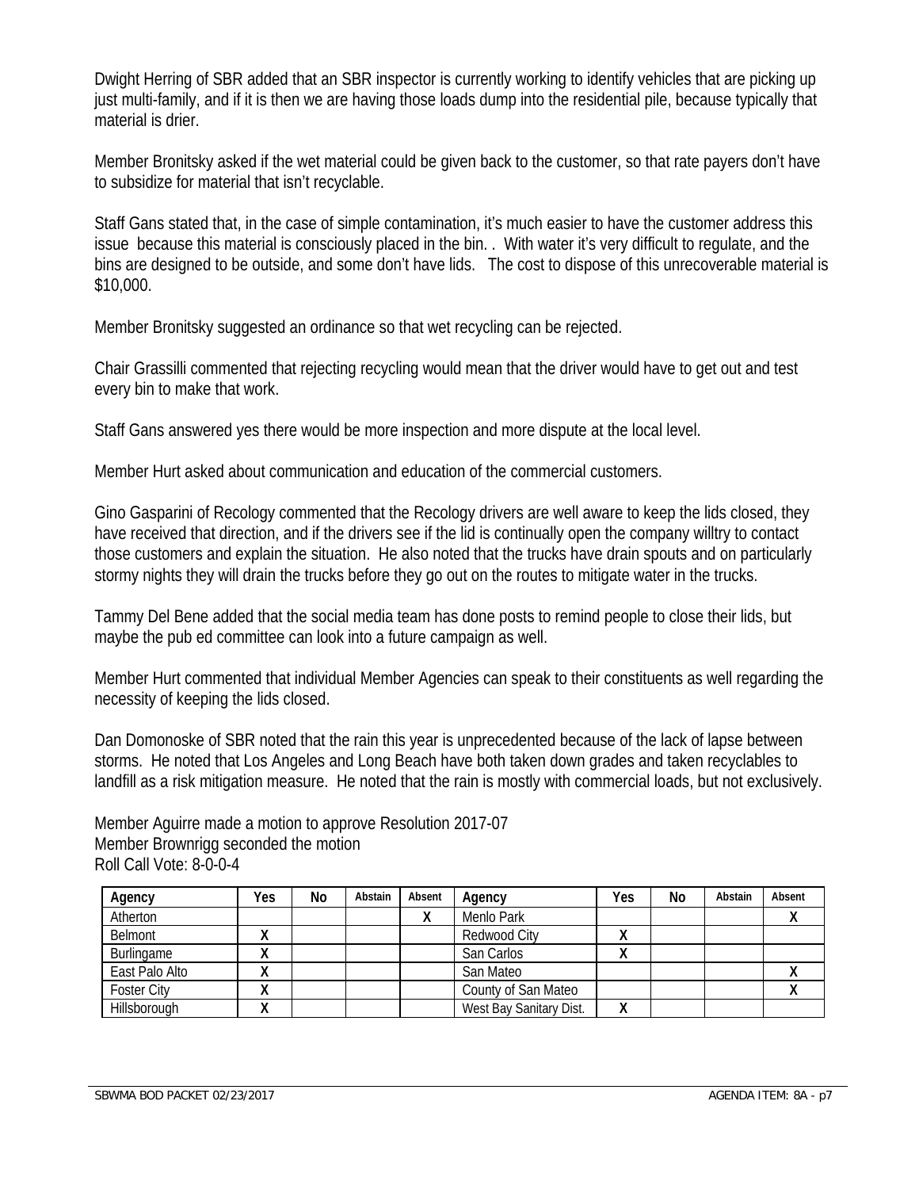Dwight Herring of SBR added that an SBR inspector is currently working to identify vehicles that are picking up just multi-family, and if it is then we are having those loads dump into the residential pile, because typically that material is drier.

Member Bronitsky asked if the wet material could be given back to the customer, so that rate payers don't have to subsidize for material that isn't recyclable.

Staff Gans stated that, in the case of simple contamination, it's much easier to have the customer address this issue because this material is consciously placed in the bin. . With water it's very difficult to regulate, and the bins are designed to be outside, and some don't have lids. The cost to dispose of this unrecoverable material is $10,000.

Member Bronitsky suggested an ordinance so that wet recycling can be rejected.

Chair Grassilli commented that rejecting recycling would mean that the driver would have to get out and test every bin to make that work.

Staff Gans answered yes there would be more inspection and more dispute at the local level.

Member Hurt asked about communication and education of the commercial customers.

Gino Gasparini of Recology commented that the Recology drivers are well aware to keep the lids closed, they have received that direction, and if the drivers see if the lid is continually open the company willtry to contact those customers and explain the situation. He also noted that the trucks have drain spouts and on particularly stormy nights they will drain the trucks before they go out on the routes to mitigate water in the trucks.

Tammy Del Bene added that the social media team has done posts to remind people to close their lids, but maybe the pub ed committee can look into a future campaign as well.

Member Hurt commented that individual Member Agencies can speak to their constituents as well regarding the necessity of keeping the lids closed.

Dan Domonoske of SBR noted that the rain this year is unprecedented because of the lack of lapse between storms. He noted that Los Angeles and Long Beach have both taken down grades and taken recyclables to landfill as a risk mitigation measure. He noted that the rain is mostly with commercial loads, but not exclusively.

Member Aguirre made a motion to approve Resolution 2017-07
Member Brownrigg seconded the motion
Roll Call Vote: 8-0-0-4

| Agency | Yes | No | Abstain | Absent | Agency | Yes | No | Abstain | Absent |
|---|---|---|---|---|---|---|---|---|---|
| Atherton | | | | X | Menlo Park | | | | X |
| Belmont | X | | | | Redwood City | X | | | |
| Burlingame | X | | | | San Carlos | X | | | |
| East Palo Alto | X | | | | San Mateo | | | | X |
| Foster City | X | | | | County of San Mateo | | | | X |
| Hillsborough | X | | | | West Bay Sanitary Dist. | X | | | |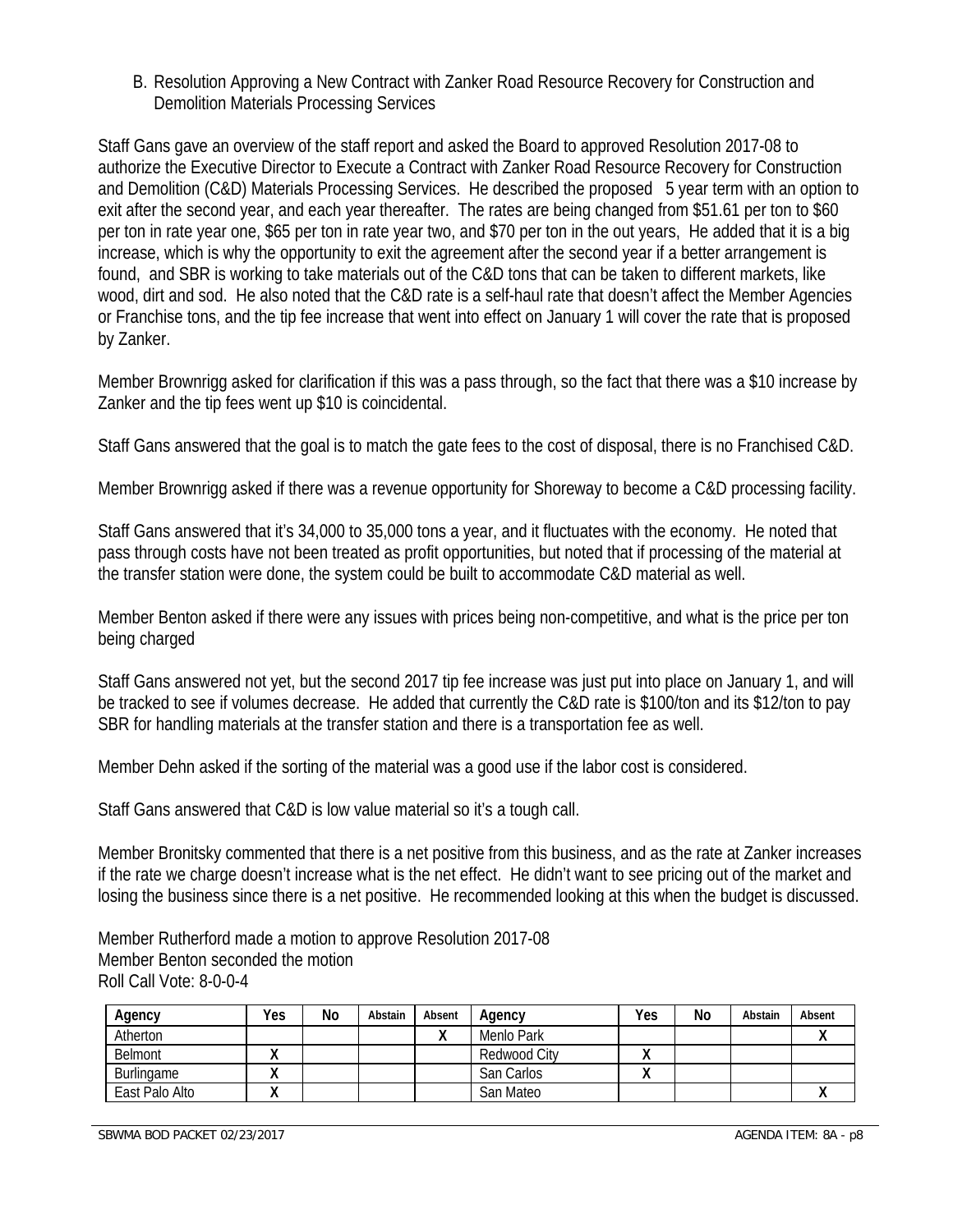B. Resolution Approving a New Contract with Zanker Road Resource Recovery for Construction and Demolition Materials Processing Services

Staff Gans gave an overview of the staff report and asked the Board to approved Resolution 2017-08 to authorize the Executive Director to Execute a Contract with Zanker Road Resource Recovery for Construction and Demolition (C&D) Materials Processing Services. He described the proposed 5 year term with an option to exit after the second year, and each year thereafter. The rates are being changed from $51.61 per ton to $60 per ton in rate year one, $65 per ton in rate year two, and $70 per ton in the out years, He added that it is a big increase, which is why the opportunity to exit the agreement after the second year if a better arrangement is found, and SBR is working to take materials out of the C&D tons that can be taken to different markets, like wood, dirt and sod. He also noted that the C&D rate is a self-haul rate that doesn't affect the Member Agencies or Franchise tons, and the tip fee increase that went into effect on January 1 will cover the rate that is proposed by Zanker.

Member Brownrigg asked for clarification if this was a pass through, so the fact that there was a $10 increase by Zanker and the tip fees went up $10 is coincidental.

Staff Gans answered that the goal is to match the gate fees to the cost of disposal, there is no Franchised C&D.

Member Brownrigg asked if there was a revenue opportunity for Shoreway to become a C&D processing facility.

Staff Gans answered that it's 34,000 to 35,000 tons a year, and it fluctuates with the economy. He noted that pass through costs have not been treated as profit opportunities, but noted that if processing of the material at the transfer station were done, the system could be built to accommodate C&D material as well.

Member Benton asked if there were any issues with prices being non-competitive, and what is the price per ton being charged

Staff Gans answered not yet, but the second 2017 tip fee increase was just put into place on January 1, and will be tracked to see if volumes decrease. He added that currently the C&D rate is $100/ton and its $12/ton to pay SBR for handling materials at the transfer station and there is a transportation fee as well.

Member Dehn asked if the sorting of the material was a good use if the labor cost is considered.

Staff Gans answered that C&D is low value material so it's a tough call.

Member Bronitsky commented that there is a net positive from this business, and as the rate at Zanker increases if the rate we charge doesn't increase what is the net effect. He didn't want to see pricing out of the market and losing the business since there is a net positive. He recommended looking at this when the budget is discussed.

Member Rutherford made a motion to approve Resolution 2017-08
Member Benton seconded the motion
Roll Call Vote: 8-0-0-4

| Agency | Yes | No | Abstain | Absent | Agency | Yes | No | Abstain | Absent |
|---|---|---|---|---|---|---|---|---|---|
| Atherton | | | | X | Menlo Park | | | | X |
| Belmont | X | | | | Redwood City | X | | | |
| Burlingame | X | | | | San Carlos | X | | | |
| East Palo Alto | X | | | | San Mateo | | | | X |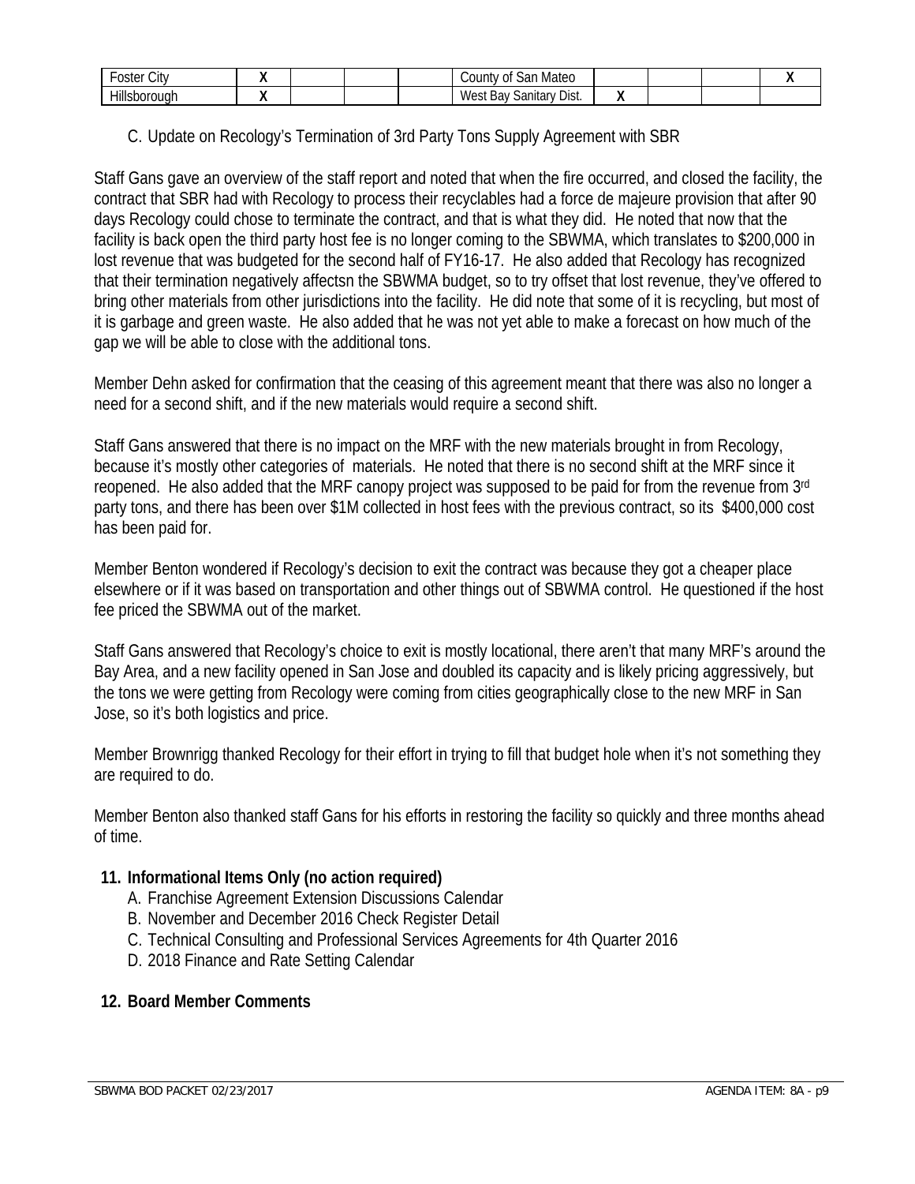| Foster City | X | | | | County of San Mateo | | | | X |
|---|---|---|---|---|---|---|---|---|---|
| Hillsborough | X | | | | West Bay Sanitary Dist. | X | | | |

C. Update on Recology's Termination of 3rd Party Tons Supply Agreement with SBR

Staff Gans gave an overview of the staff report and noted that when the fire occurred, and closed the facility, the contract that SBR had with Recology to process their recyclables had a force de majeure provision that after 90 days Recology could chose to terminate the contract, and that is what they did. He noted that now that the facility is back open the third party host fee is no longer coming to the SBWMA, which translates to $200,000 in lost revenue that was budgeted for the second half of FY16-17. He also added that Recology has recognized that their termination negatively affectsn the SBWMA budget, so to try offset that lost revenue, they've offered to bring other materials from other jurisdictions into the facility. He did note that some of it is recycling, but most of it is garbage and green waste. He also added that he was not yet able to make a forecast on how much of the gap we will be able to close with the additional tons.

Member Dehn asked for confirmation that the ceasing of this agreement meant that there was also no longer a need for a second shift, and if the new materials would require a second shift.

Staff Gans answered that there is no impact on the MRF with the new materials brought in from Recology, because it's mostly other categories of materials. He noted that there is no second shift at the MRF since it reopened. He also added that the MRF canopy project was supposed to be paid for from the revenue from 3rd party tons, and there has been over $1M collected in host fees with the previous contract, so its $400,000 cost has been paid for.

Member Benton wondered if Recology's decision to exit the contract was because they got a cheaper place elsewhere or if it was based on transportation and other things out of SBWMA control. He questioned if the host fee priced the SBWMA out of the market.

Staff Gans answered that Recology's choice to exit is mostly locational, there aren't that many MRF's around the Bay Area, and a new facility opened in San Jose and doubled its capacity and is likely pricing aggressively, but the tons we were getting from Recology were coming from cities geographically close to the new MRF in San Jose, so it's both logistics and price.

Member Brownrigg thanked Recology for their effort in trying to fill that budget hole when it's not something they are required to do.

Member Benton also thanked staff Gans for his efforts in restoring the facility so quickly and three months ahead of time.

**11. Informational Items Only (no action required)**

A. Franchise Agreement Extension Discussions Calendar
B. November and December 2016 Check Register Detail
C. Technical Consulting and Professional Services Agreements for 4th Quarter 2016
D. 2018 Finance and Rate Setting Calendar

**12. Board Member Comments**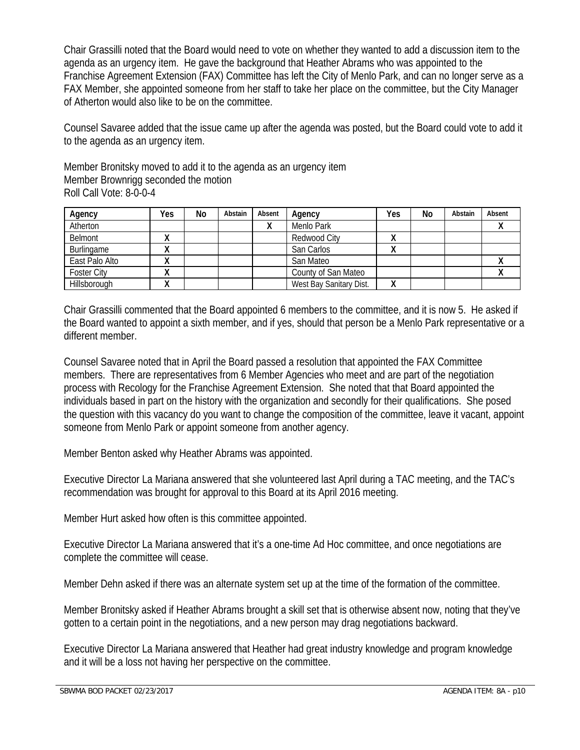Chair Grassilli noted that the Board would need to vote on whether they wanted to add a discussion item to the agenda as an urgency item. He gave the background that Heather Abrams who was appointed to the Franchise Agreement Extension (FAX) Committee has left the City of Menlo Park, and can no longer serve as a FAX Member, she appointed someone from her staff to take her place on the committee, but the City Manager of Atherton would also like to be on the committee.

Counsel Savaree added that the issue came up after the agenda was posted, but the Board could vote to add it to the agenda as an urgency item.

Member Bronitsky moved to add it to the agenda as an urgency item
Member Brownrigg seconded the motion
Roll Call Vote: 8-0-0-4

| Agency | Yes | No | Abstain | Absent | Agency | Yes | No | Abstain | Absent |
|---|---|---|---|---|---|---|---|---|---|
| Atherton | | | | X | Menlo Park | | | | X |
| Belmont | X | | | | Redwood City | X | | | |
| Burlingame | X | | | | San Carlos | X | | | |
| East Palo Alto | X | | | | San Mateo | | | | X |
| Foster City | X | | | | County of San Mateo | | | | X |
| Hillsborough | X | | | | West Bay Sanitary Dist. | X | | | |

Chair Grassilli commented that the Board appointed 6 members to the committee, and it is now 5. He asked if the Board wanted to appoint a sixth member, and if yes, should that person be a Menlo Park representative or a different member.

Counsel Savaree noted that in April the Board passed a resolution that appointed the FAX Committee members. There are representatives from 6 Member Agencies who meet and are part of the negotiation process with Recology for the Franchise Agreement Extension. She noted that that Board appointed the individuals based in part on the history with the organization and secondly for their qualifications. She posed the question with this vacancy do you want to change the composition of the committee, leave it vacant, appoint someone from Menlo Park or appoint someone from another agency.

Member Benton asked why Heather Abrams was appointed.

Executive Director La Mariana answered that she volunteered last April during a TAC meeting, and the TAC's recommendation was brought for approval to this Board at its April 2016 meeting.

Member Hurt asked how often is this committee appointed.

Executive Director La Mariana answered that it's a one-time Ad Hoc committee, and once negotiations are complete the committee will cease.

Member Dehn asked if there was an alternate system set up at the time of the formation of the committee.

Member Bronitsky asked if Heather Abrams brought a skill set that is otherwise absent now, noting that they've gotten to a certain point in the negotiations, and a new person may drag negotiations backward.

Executive Director La Mariana answered that Heather had great industry knowledge and program knowledge and it will be a loss not having her perspective on the committee.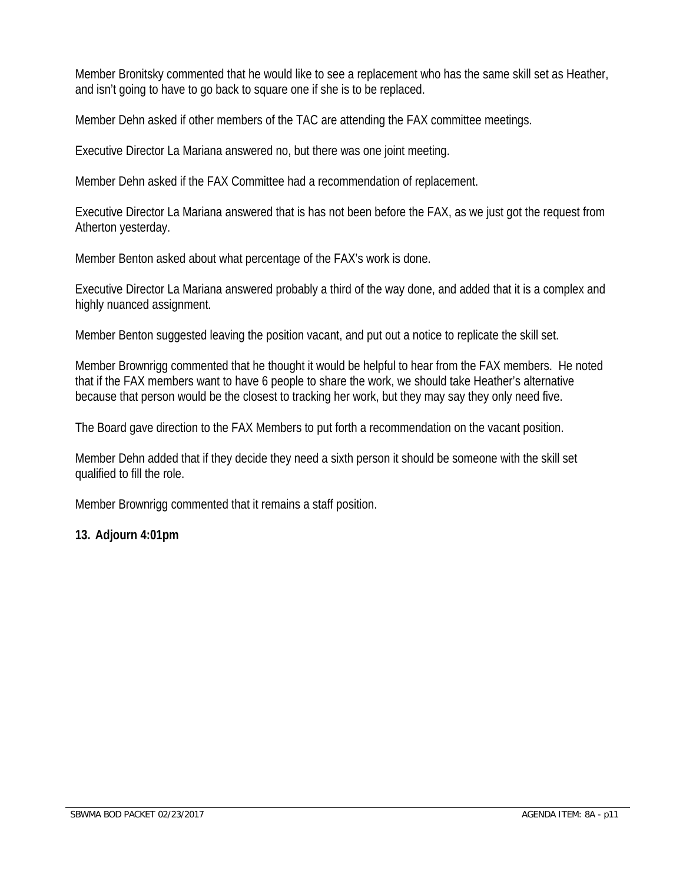Member Bronitsky commented that he would like to see a replacement who has the same skill set as Heather, and isn't going to have to go back to square one if she is to be replaced.

Member Dehn asked if other members of the TAC are attending the FAX committee meetings.

Executive Director La Mariana answered no, but there was one joint meeting.

Member Dehn asked if the FAX Committee had a recommendation of replacement.

Executive Director La Mariana answered that is has not been before the FAX, as we just got the request from Atherton yesterday.

Member Benton asked about what percentage of the FAX's work is done.

Executive Director La Mariana answered probably a third of the way done, and added that it is a complex and highly nuanced assignment.

Member Benton suggested leaving the position vacant, and put out a notice to replicate the skill set.

Member Brownrigg commented that he thought it would be helpful to hear from the FAX members. He noted that if the FAX members want to have 6 people to share the work, we should take Heather's alternative because that person would be the closest to tracking her work, but they may say they only need five.

The Board gave direction to the FAX Members to put forth a recommendation on the vacant position.

Member Dehn added that if they decide they need a sixth person it should be someone with the skill set qualified to fill the role.

Member Brownrigg commented that it remains a staff position.

**13. Adjourn 4:01pm**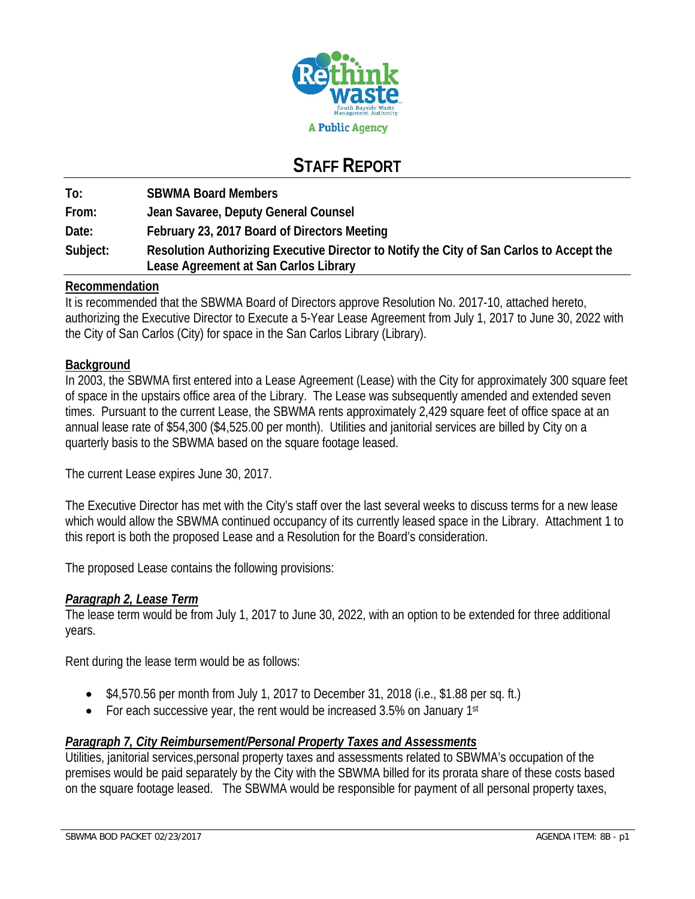# STAFF REPORT

| | |
|---|---|
| **To:** | **SBWMA Board Members** |
| **From:** | **Jean Savaree, Deputy General Counsel** |
| **Date:** | **February 23, 2017 Board of Directors Meeting** |
| **Subject:** | **Resolution Authorizing Executive Director to Notify the City of San Carlos to Accept the Lease Agreement at San Carlos Library** |

**Recommendation**

It is recommended that the SBWMA Board of Directors approve Resolution No. 2017-10, attached hereto, authorizing the Executive Director to Execute a 5-Year Lease Agreement from July 1, 2017 to June 30, 2022 with the City of San Carlos (City) for space in the San Carlos Library (Library).

**Background**

In 2003, the SBWMA first entered into a Lease Agreement (Lease) with the City for approximately 300 square feet of space in the upstairs office area of the Library. The Lease was subsequently amended and extended seven times. Pursuant to the current Lease, the SBWMA rents approximately 2,429 square feet of office space at an annual lease rate of $54,300 ($4,525.00 per month). Utilities and janitorial services are billed by City on a quarterly basis to the SBWMA based on the square footage leased.

The current Lease expires June 30, 2017.

The Executive Director has met with the City's staff over the last several weeks to discuss terms for a new lease which would allow the SBWMA continued occupancy of its currently leased space in the Library. Attachment 1 to this report is both the proposed Lease and a Resolution for the Board's consideration.

The proposed Lease contains the following provisions:

***Paragraph 2, Lease Term***

The lease term would be from July 1, 2017 to June 30, 2022, with an option to be extended for three additional years.

Rent during the lease term would be as follows:

- $4,570.56 per month from July 1, 2017 to December 31, 2018 (i.e., $1.88 per sq. ft.)
- For each successive year, the rent would be increased 3.5% on January 1st

***Paragraph 7, City Reimbursement/Personal Property Taxes and Assessments***

Utilities, janitorial services,personal property taxes and assessments related to SBWMA's occupation of the premises would be paid separately by the City with the SBWMA billed for its prorata share of these costs based on the square footage leased. The SBWMA would be responsible for payment of all personal property taxes,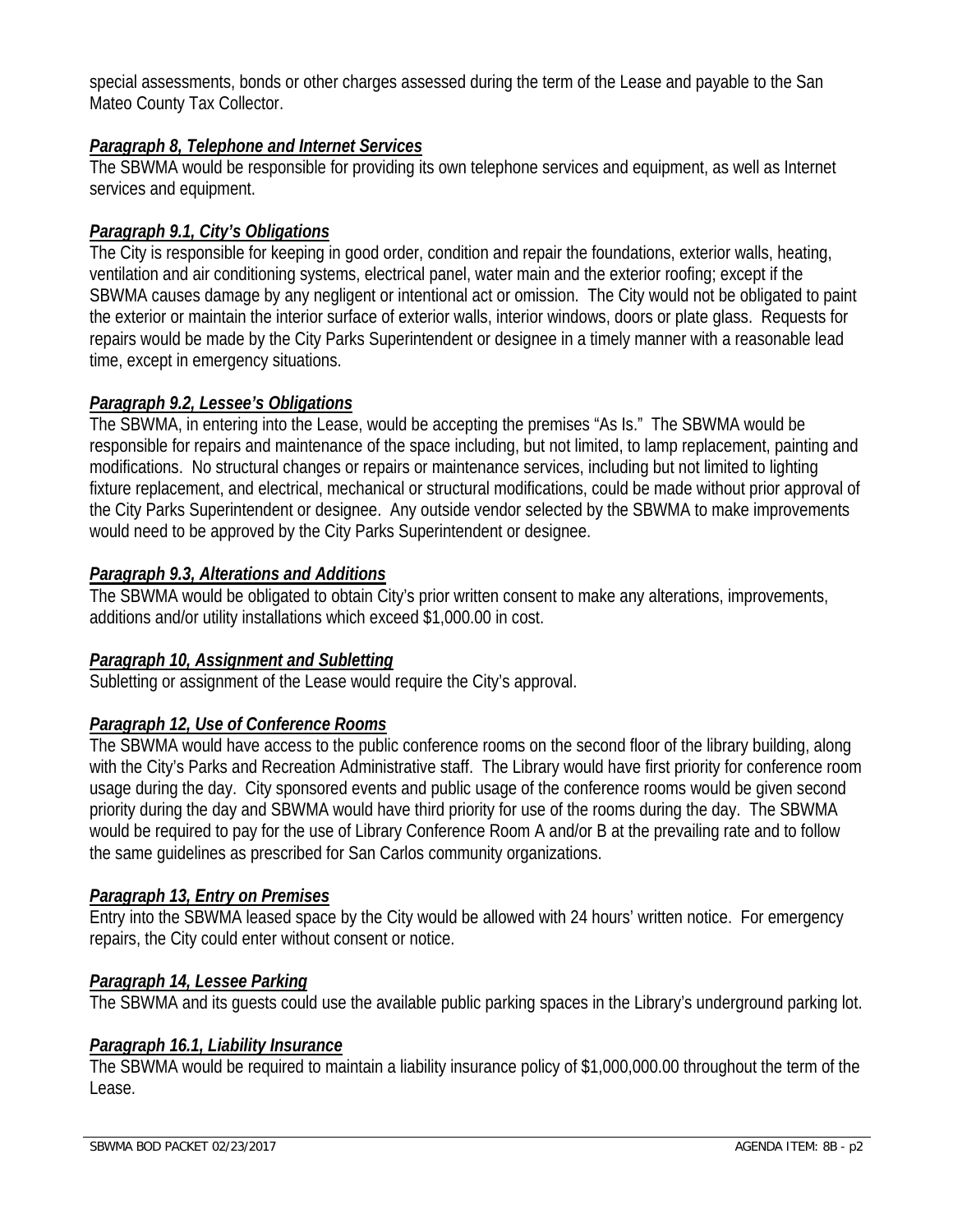special assessments, bonds or other charges assessed during the term of the Lease and payable to the San Mateo County Tax Collector.

***Paragraph 8, Telephone and Internet Services***

The SBWMA would be responsible for providing its own telephone services and equipment, as well as Internet services and equipment.

***Paragraph 9.1, City's Obligations***

The City is responsible for keeping in good order, condition and repair the foundations, exterior walls, heating, ventilation and air conditioning systems, electrical panel, water main and the exterior roofing; except if the SBWMA causes damage by any negligent or intentional act or omission. The City would not be obligated to paint the exterior or maintain the interior surface of exterior walls, interior windows, doors or plate glass. Requests for repairs would be made by the City Parks Superintendent or designee in a timely manner with a reasonable lead time, except in emergency situations.

***Paragraph 9.2, Lessee's Obligations***

The SBWMA, in entering into the Lease, would be accepting the premises "As Is." The SBWMA would be responsible for repairs and maintenance of the space including, but not limited, to lamp replacement, painting and modifications. No structural changes or repairs or maintenance services, including but not limited to lighting fixture replacement, and electrical, mechanical or structural modifications, could be made without prior approval of the City Parks Superintendent or designee. Any outside vendor selected by the SBWMA to make improvements would need to be approved by the City Parks Superintendent or designee.

***Paragraph 9.3, Alterations and Additions***

The SBWMA would be obligated to obtain City's prior written consent to make any alterations, improvements, additions and/or utility installations which exceed $1,000.00 in cost.

***Paragraph 10, Assignment and Subletting***

Subletting or assignment of the Lease would require the City's approval.

***Paragraph 12, Use of Conference Rooms***

The SBWMA would have access to the public conference rooms on the second floor of the library building, along with the City's Parks and Recreation Administrative staff. The Library would have first priority for conference room usage during the day. City sponsored events and public usage of the conference rooms would be given second priority during the day and SBWMA would have third priority for use of the rooms during the day. The SBWMA would be required to pay for the use of Library Conference Room A and/or B at the prevailing rate and to follow the same guidelines as prescribed for San Carlos community organizations.

***Paragraph 13, Entry on Premises***

Entry into the SBWMA leased space by the City would be allowed with 24 hours' written notice. For emergency repairs, the City could enter without consent or notice.

***Paragraph 14, Lessee Parking***

The SBWMA and its guests could use the available public parking spaces in the Library's underground parking lot.

***Paragraph 16.1, Liability Insurance***

The SBWMA would be required to maintain a liability insurance policy of $1,000,000.00 throughout the term of the Lease.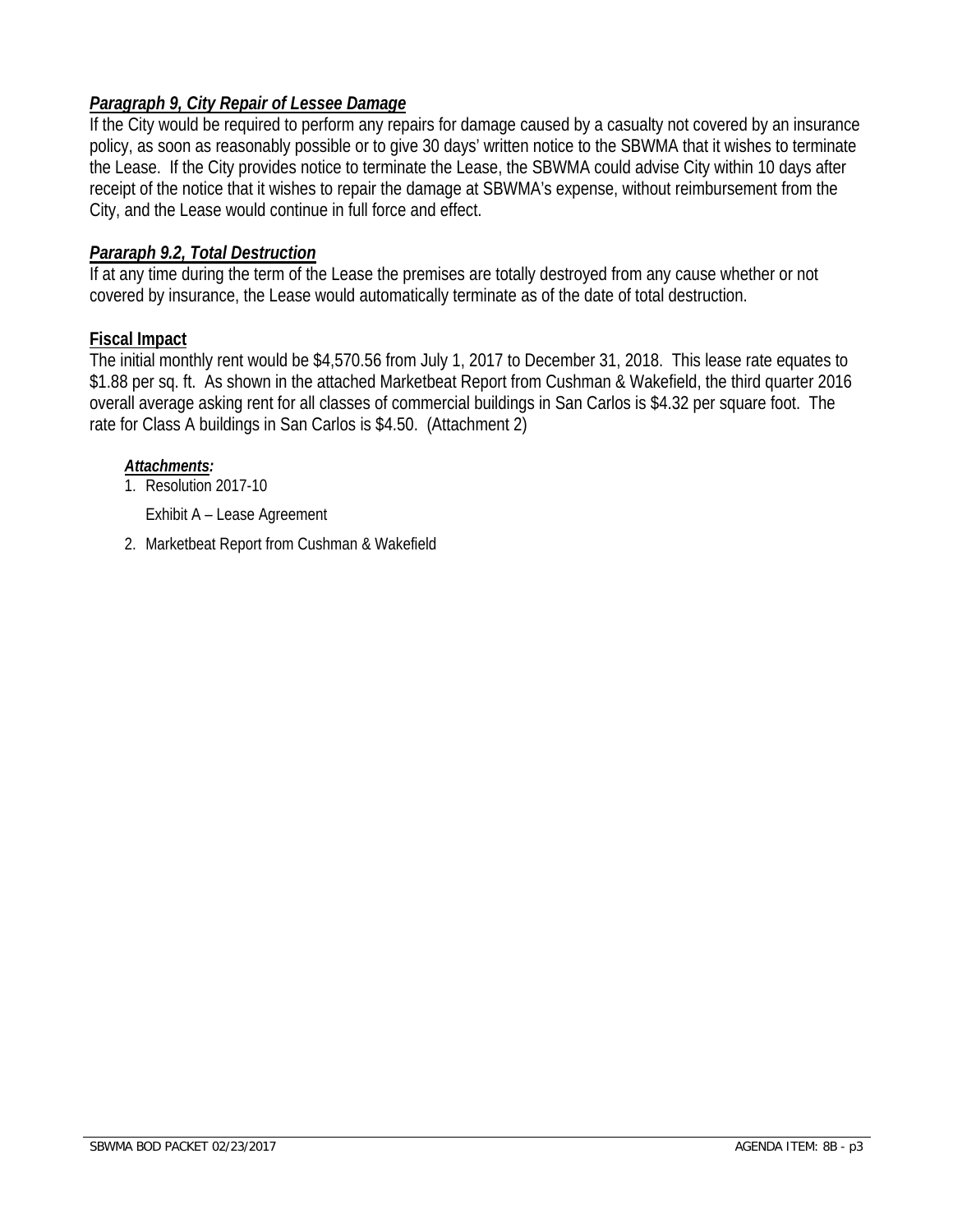***Paragraph 9, City Repair of Lessee Damage***

If the City would be required to perform any repairs for damage caused by a casualty not covered by an insurance policy, as soon as reasonably possible or to give 30 days' written notice to the SBWMA that it wishes to terminate the Lease. If the City provides notice to terminate the Lease, the SBWMA could advise City within 10 days after receipt of the notice that it wishes to repair the damage at SBWMA's expense, without reimbursement from the City, and the Lease would continue in full force and effect.

***Pararaph 9.2, Total Destruction***

If at any time during the term of the Lease the premises are totally destroyed from any cause whether or not covered by insurance, the Lease would automatically terminate as of the date of total destruction.

**Fiscal Impact**

The initial monthly rent would be $4,570.56 from July 1, 2017 to December 31, 2018. This lease rate equates to $1.88 per sq. ft. As shown in the attached Marketbeat Report from Cushman & Wakefield, the third quarter 2016 overall average asking rent for all classes of commercial buildings in San Carlos is $4.32 per square foot. The rate for Class A buildings in San Carlos is $4.50. (Attachment 2)

***Attachments:***

1. Resolution 2017-10

   Exhibit A – Lease Agreement

2. Marketbeat Report from Cushman & Wakefield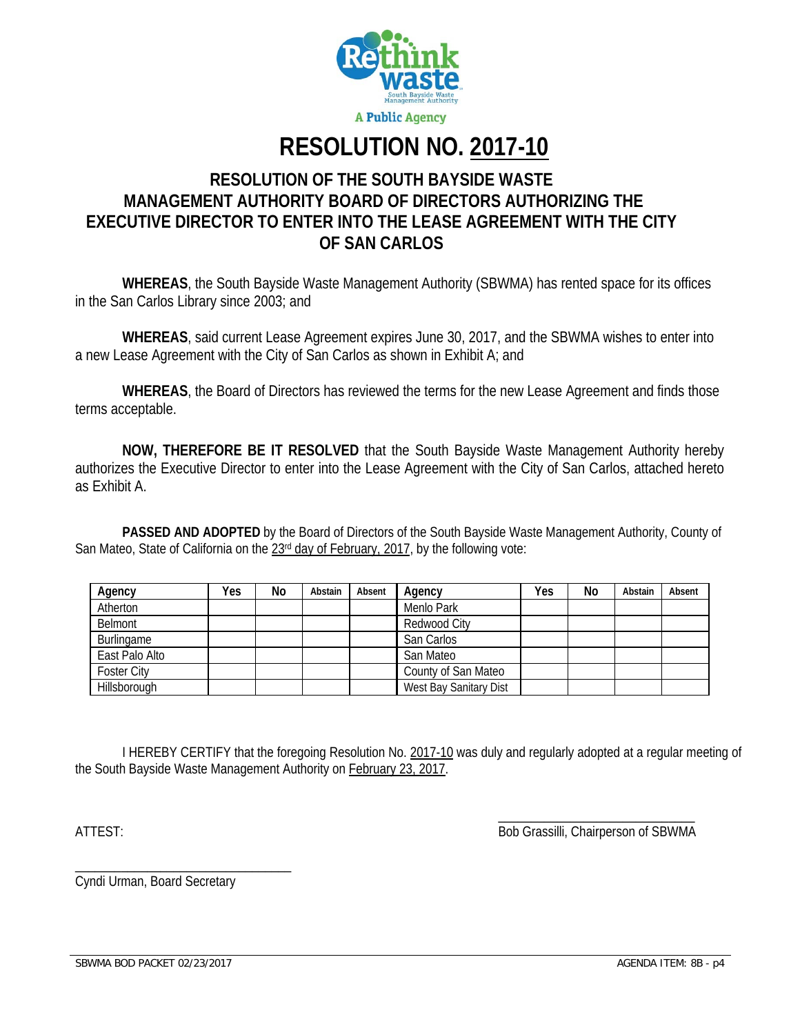A Public Agency

# RESOLUTION NO. 2017-10

## RESOLUTION OF THE SOUTH BAYSIDE WASTE MANAGEMENT AUTHORITY BOARD OF DIRECTORS AUTHORIZING THE EXECUTIVE DIRECTOR TO ENTER INTO THE LEASE AGREEMENT WITH THE CITY OF SAN CARLOS

**WHEREAS**, the South Bayside Waste Management Authority (SBWMA) has rented space for its offices in the San Carlos Library since 2003; and

**WHEREAS**, said current Lease Agreement expires June 30, 2017, and the SBWMA wishes to enter into a new Lease Agreement with the City of San Carlos as shown in Exhibit A; and

**WHEREAS**, the Board of Directors has reviewed the terms for the new Lease Agreement and finds those terms acceptable.

**NOW, THEREFORE BE IT RESOLVED** that the South Bayside Waste Management Authority hereby authorizes the Executive Director to enter into the Lease Agreement with the City of San Carlos, attached hereto as Exhibit A.

**PASSED AND ADOPTED** by the Board of Directors of the South Bayside Waste Management Authority, County of San Mateo, State of California on the 23rd day of February, 2017, by the following vote:

| Agency | Yes | No | Abstain | Absent | Agency | Yes | No | Abstain | Absent |
|---|---|---|---|---|---|---|---|---|---|
| Atherton | | | | | Menlo Park | | | | |
| Belmont | | | | | Redwood City | | | | |
| Burlingame | | | | | San Carlos | | | | |
| East Palo Alto | | | | | San Mateo | | | | |
| Foster City | | | | | County of San Mateo | | | | |
| Hillsborough | | | | | West Bay Sanitary Dist | | | | |

I HEREBY CERTIFY that the foregoing Resolution No. 2017-10 was duly and regularly adopted at a regular meeting of the South Bayside Waste Management Authority on February 23, 2017.

ATTEST:

_______________________________
Bob Grassilli, Chairperson of SBWMA

_______________________________
Cyndi Urman, Board Secretary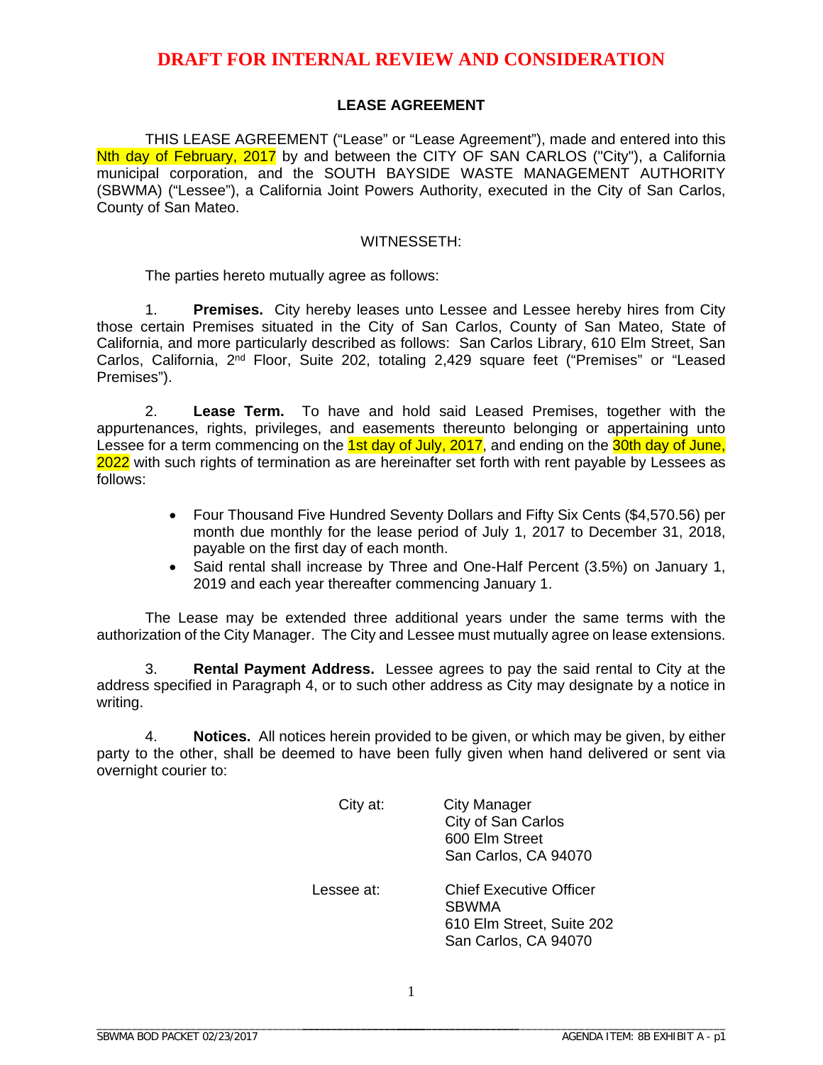**DRAFT FOR INTERNAL REVIEW AND CONSIDERATION**

# LEASE AGREEMENT

THIS LEASE AGREEMENT ("Lease" or "Lease Agreement"), made and entered into this Nth day of February, 2017 by and between the CITY OF SAN CARLOS ("City"), a California municipal corporation, and the SOUTH BAYSIDE WASTE MANAGEMENT AUTHORITY (SBWMA) ("Lessee"), a California Joint Powers Authority, executed in the City of San Carlos, County of San Mateo.

WITNESSETH:

The parties hereto mutually agree as follows:

1. **Premises.** City hereby leases unto Lessee and Lessee hereby hires from City those certain Premises situated in the City of San Carlos, County of San Mateo, State of California, and more particularly described as follows: San Carlos Library, 610 Elm Street, San Carlos, California, 2nd Floor, Suite 202, totaling 2,429 square feet ("Premises" or "Leased Premises").

2. **Lease Term.** To have and hold said Leased Premises, together with the appurtenances, rights, privileges, and easements thereunto belonging or appertaining unto Lessee for a term commencing on the 1st day of July, 2017, and ending on the 30th day of June, 2022 with such rights of termination as are hereinafter set forth with rent payable by Lessees as follows:

   - Four Thousand Five Hundred Seventy Dollars and Fifty Six Cents ($4,570.56) per month due monthly for the lease period of July 1, 2017 to December 31, 2018, payable on the first day of each month.
   - Said rental shall increase by Three and One-Half Percent (3.5%) on January 1, 2019 and each year thereafter commencing January 1.

   The Lease may be extended three additional years under the same terms with the authorization of the City Manager. The City and Lessee must mutually agree on lease extensions.

3. **Rental Payment Address.** Lessee agrees to pay the said rental to City at the address specified in Paragraph 4, or to such other address as City may designate by a notice in writing.

4. **Notices.** All notices herein provided to be given, or which may be given, by either party to the other, shall be deemed to have been fully given when hand delivered or sent via overnight courier to:

| | |
|---|---|
| City at: | City Manager<br>City of San Carlos<br>600 Elm Street<br>San Carlos, CA 94070 |
| Lessee at: | Chief Executive Officer<br>SBWMA<br>610 Elm Street, Suite 202<br>San Carlos, CA 94070 |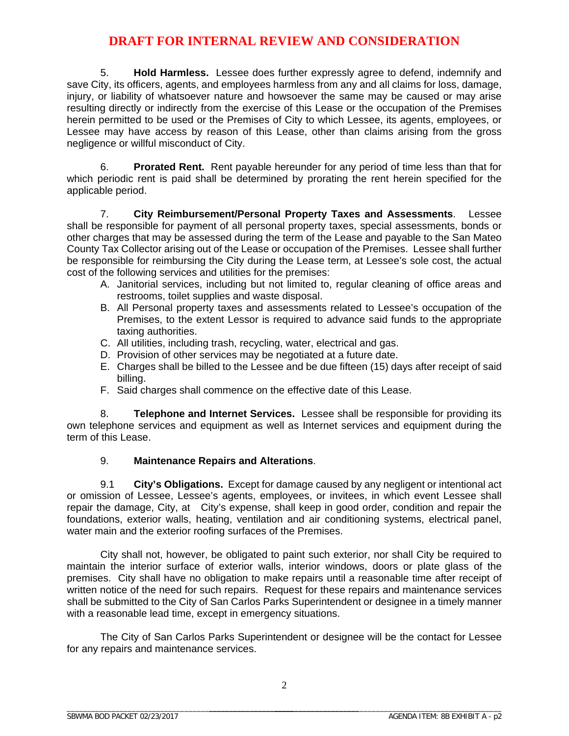**DRAFT FOR INTERNAL REVIEW AND CONSIDERATION**

5. **Hold Harmless.** Lessee does further expressly agree to defend, indemnify and save City, its officers, agents, and employees harmless from any and all claims for loss, damage, injury, or liability of whatsoever nature and howsoever the same may be caused or may arise resulting directly or indirectly from the exercise of this Lease or the occupation of the Premises herein permitted to be used or the Premises of City to which Lessee, its agents, employees, or Lessee may have access by reason of this Lease, other than claims arising from the gross negligence or willful misconduct of City.

6. **Prorated Rent.** Rent payable hereunder for any period of time less than that for which periodic rent is paid shall be determined by prorating the rent herein specified for the applicable period.

7. **City Reimbursement/Personal Property Taxes and Assessments**. Lessee shall be responsible for payment of all personal property taxes, special assessments, bonds or other charges that may be assessed during the term of the Lease and payable to the San Mateo County Tax Collector arising out of the Lease or occupation of the Premises. Lessee shall further be responsible for reimbursing the City during the Lease term, at Lessee's sole cost, the actual cost of the following services and utilities for the premises:

A. Janitorial services, including but not limited to, regular cleaning of office areas and restrooms, toilet supplies and waste disposal.
B. All Personal property taxes and assessments related to Lessee's occupation of the Premises, to the extent Lessor is required to advance said funds to the appropriate taxing authorities.
C. All utilities, including trash, recycling, water, electrical and gas.
D. Provision of other services may be negotiated at a future date.
E. Charges shall be billed to the Lessee and be due fifteen (15) days after receipt of said billing.
F. Said charges shall commence on the effective date of this Lease.

8. **Telephone and Internet Services.** Lessee shall be responsible for providing its own telephone services and equipment as well as Internet services and equipment during the term of this Lease.

9. **Maintenance Repairs and Alterations**.

9.1 **City's Obligations.** Except for damage caused by any negligent or intentional act or omission of Lessee, Lessee's agents, employees, or invitees, in which event Lessee shall repair the damage, City, at City's expense, shall keep in good order, condition and repair the foundations, exterior walls, heating, ventilation and air conditioning systems, electrical panel, water main and the exterior roofing surfaces of the Premises.

City shall not, however, be obligated to paint such exterior, nor shall City be required to maintain the interior surface of exterior walls, interior windows, doors or plate glass of the premises. City shall have no obligation to make repairs until a reasonable time after receipt of written notice of the need for such repairs. Request for these repairs and maintenance services shall be submitted to the City of San Carlos Parks Superintendent or designee in a timely manner with a reasonable lead time, except in emergency situations.

The City of San Carlos Parks Superintendent or designee will be the contact for Lessee for any repairs and maintenance services.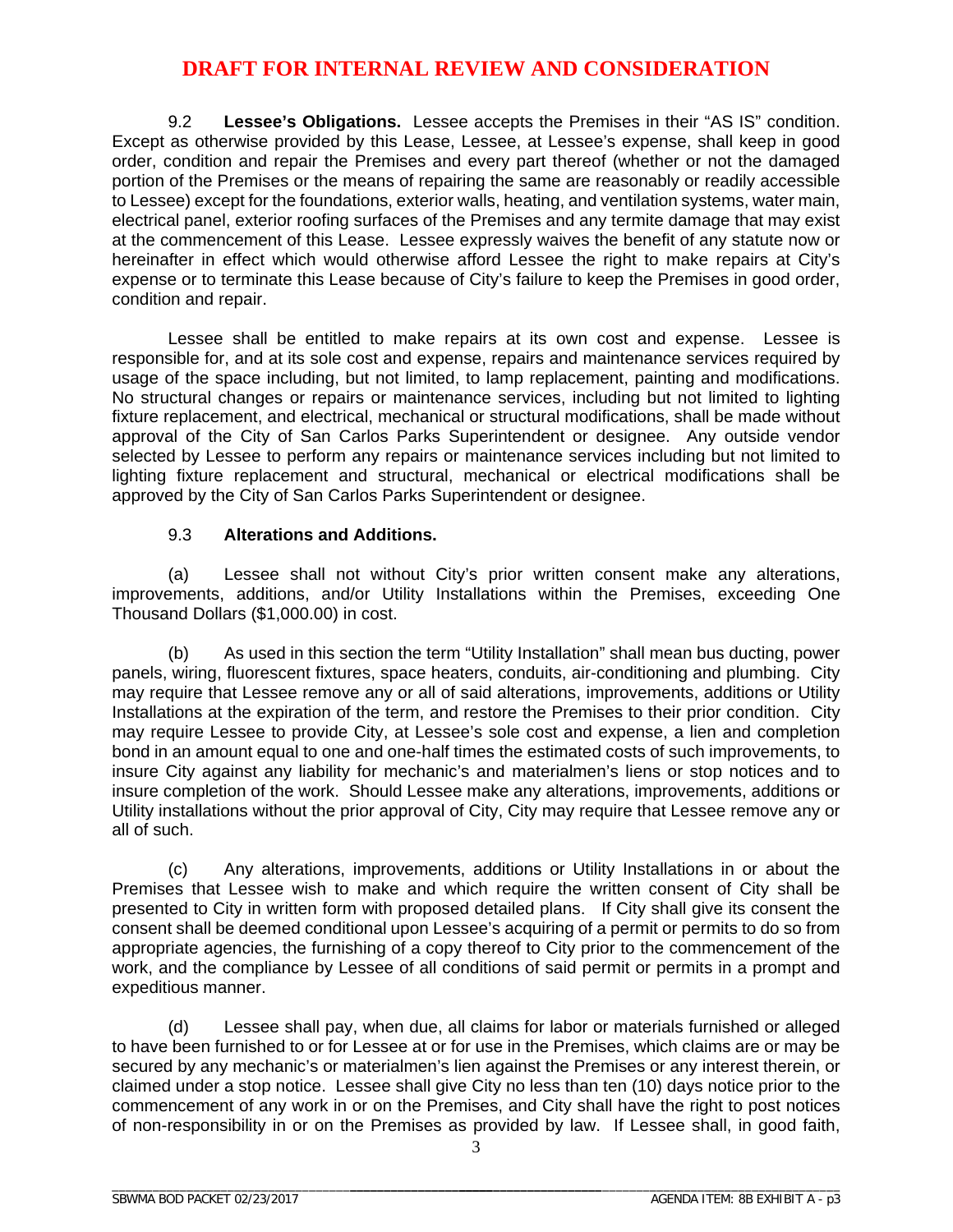**DRAFT FOR INTERNAL REVIEW AND CONSIDERATION**

9.2 **Lessee's Obligations.** Lessee accepts the Premises in their "AS IS" condition. Except as otherwise provided by this Lease, Lessee, at Lessee's expense, shall keep in good order, condition and repair the Premises and every part thereof (whether or not the damaged portion of the Premises or the means of repairing the same are reasonably or readily accessible to Lessee) except for the foundations, exterior walls, heating, and ventilation systems, water main, electrical panel, exterior roofing surfaces of the Premises and any termite damage that may exist at the commencement of this Lease. Lessee expressly waives the benefit of any statute now or hereinafter in effect which would otherwise afford Lessee the right to make repairs at City's expense or to terminate this Lease because of City's failure to keep the Premises in good order, condition and repair.

Lessee shall be entitled to make repairs at its own cost and expense. Lessee is responsible for, and at its sole cost and expense, repairs and maintenance services required by usage of the space including, but not limited, to lamp replacement, painting and modifications. No structural changes or repairs or maintenance services, including but not limited to lighting fixture replacement, and electrical, mechanical or structural modifications, shall be made without approval of the City of San Carlos Parks Superintendent or designee. Any outside vendor selected by Lessee to perform any repairs or maintenance services including but not limited to lighting fixture replacement and structural, mechanical or electrical modifications shall be approved by the City of San Carlos Parks Superintendent or designee.

9.3 **Alterations and Additions.**

(a) Lessee shall not without City's prior written consent make any alterations, improvements, additions, and/or Utility Installations within the Premises, exceeding One Thousand Dollars ($1,000.00) in cost.

(b) As used in this section the term "Utility Installation" shall mean bus ducting, power panels, wiring, fluorescent fixtures, space heaters, conduits, air-conditioning and plumbing. City may require that Lessee remove any or all of said alterations, improvements, additions or Utility Installations at the expiration of the term, and restore the Premises to their prior condition. City may require Lessee to provide City, at Lessee's sole cost and expense, a lien and completion bond in an amount equal to one and one-half times the estimated costs of such improvements, to insure City against any liability for mechanic's and materialmen's liens or stop notices and to insure completion of the work. Should Lessee make any alterations, improvements, additions or Utility installations without the prior approval of City, City may require that Lessee remove any or all of such.

(c) Any alterations, improvements, additions or Utility Installations in or about the Premises that Lessee wish to make and which require the written consent of City shall be presented to City in written form with proposed detailed plans. If City shall give its consent the consent shall be deemed conditional upon Lessee's acquiring of a permit or permits to do so from appropriate agencies, the furnishing of a copy thereof to City prior to the commencement of the work, and the compliance by Lessee of all conditions of said permit or permits in a prompt and expeditious manner.

(d) Lessee shall pay, when due, all claims for labor or materials furnished or alleged to have been furnished to or for Lessee at or for use in the Premises, which claims are or may be secured by any mechanic's or materialmen's lien against the Premises or any interest therein, or claimed under a stop notice. Lessee shall give City no less than ten (10) days notice prior to the commencement of any work in or on the Premises, and City shall have the right to post notices of non-responsibility in or on the Premises as provided by law. If Lessee shall, in good faith,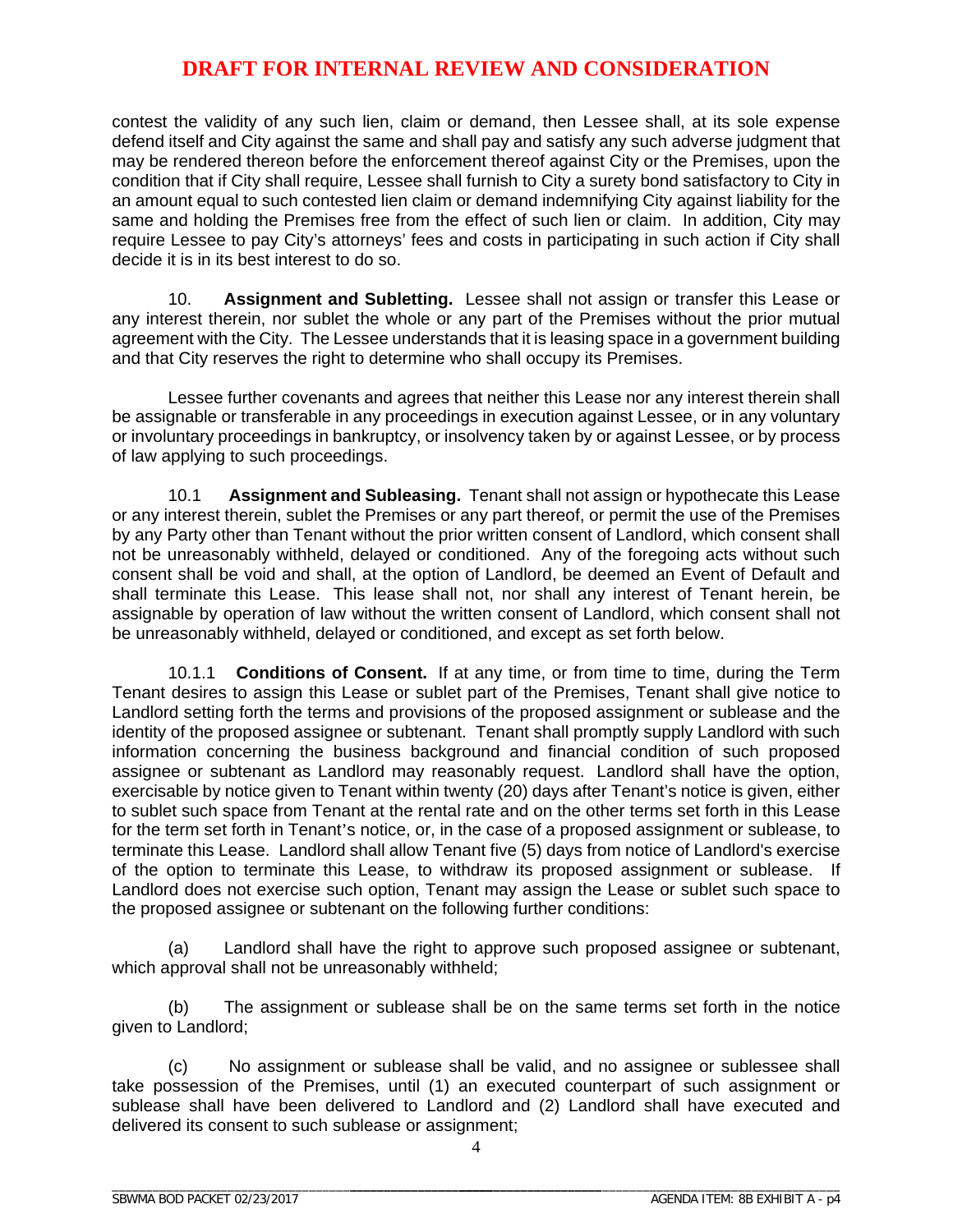**DRAFT FOR INTERNAL REVIEW AND CONSIDERATION**

contest the validity of any such lien, claim or demand, then Lessee shall, at its sole expense defend itself and City against the same and shall pay and satisfy any such adverse judgment that may be rendered thereon before the enforcement thereof against City or the Premises, upon the condition that if City shall require, Lessee shall furnish to City a surety bond satisfactory to City in an amount equal to such contested lien claim or demand indemnifying City against liability for the same and holding the Premises free from the effect of such lien or claim. In addition, City may require Lessee to pay City's attorneys' fees and costs in participating in such action if City shall decide it is in its best interest to do so.

10. **Assignment and Subletting.** Lessee shall not assign or transfer this Lease or any interest therein, nor sublet the whole or any part of the Premises without the prior mutual agreement with the City. The Lessee understands that it is leasing space in a government building and that City reserves the right to determine who shall occupy its Premises.

Lessee further covenants and agrees that neither this Lease nor any interest therein shall be assignable or transferable in any proceedings in execution against Lessee, or in any voluntary or involuntary proceedings in bankruptcy, or insolvency taken by or against Lessee, or by process of law applying to such proceedings.

10.1 **Assignment and Subleasing.** Tenant shall not assign or hypothecate this Lease or any interest therein, sublet the Premises or any part thereof, or permit the use of the Premises by any Party other than Tenant without the prior written consent of Landlord, which consent shall not be unreasonably withheld, delayed or conditioned. Any of the foregoing acts without such consent shall be void and shall, at the option of Landlord, be deemed an Event of Default and shall terminate this Lease. This lease shall not, nor shall any interest of Tenant herein, be assignable by operation of law without the written consent of Landlord, which consent shall not be unreasonably withheld, delayed or conditioned, and except as set forth below.

10.1.1 **Conditions of Consent.** If at any time, or from time to time, during the Term Tenant desires to assign this Lease or sublet part of the Premises, Tenant shall give notice to Landlord setting forth the terms and provisions of the proposed assignment or sublease and the identity of the proposed assignee or subtenant. Tenant shall promptly supply Landlord with such information concerning the business background and financial condition of such proposed assignee or subtenant as Landlord may reasonably request. Landlord shall have the option, exercisable by notice given to Tenant within twenty (20) days after Tenant's notice is given, either to sublet such space from Tenant at the rental rate and on the other terms set forth in this Lease for the term set forth in Tenant's notice, or, in the case of a proposed assignment or sublease, to terminate this Lease. Landlord shall allow Tenant five (5) days from notice of Landlord's exercise of the option to terminate this Lease, to withdraw its proposed assignment or sublease. If Landlord does not exercise such option, Tenant may assign the Lease or sublet such space to the proposed assignee or subtenant on the following further conditions:

(a) Landlord shall have the right to approve such proposed assignee or subtenant, which approval shall not be unreasonably withheld;

(b) The assignment or sublease shall be on the same terms set forth in the notice given to Landlord;

(c) No assignment or sublease shall be valid, and no assignee or sublessee shall take possession of the Premises, until (1) an executed counterpart of such assignment or sublease shall have been delivered to Landlord and (2) Landlord shall have executed and delivered its consent to such sublease or assignment;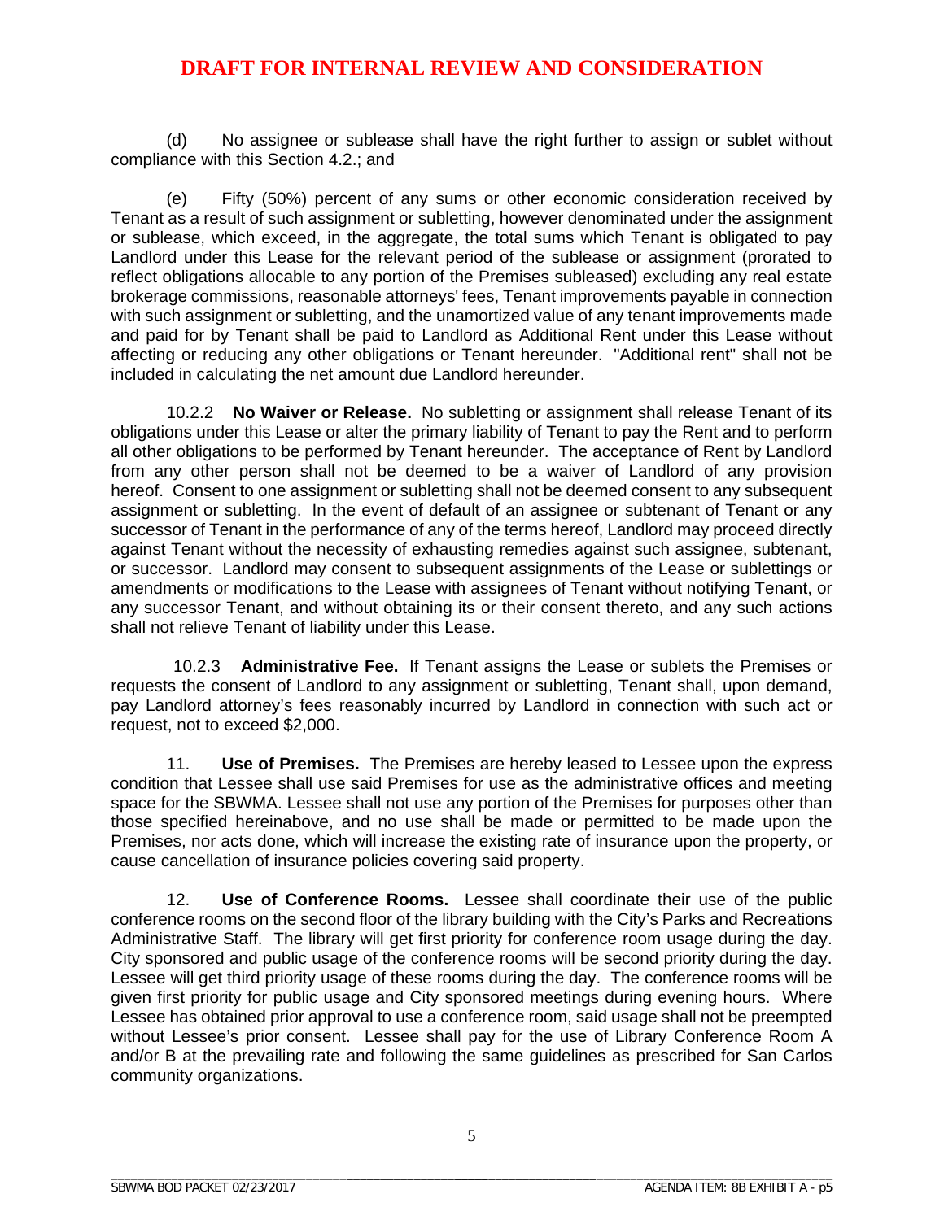**DRAFT FOR INTERNAL REVIEW AND CONSIDERATION**

(d) No assignee or sublease shall have the right further to assign or sublet without compliance with this Section 4.2.; and

(e) Fifty (50%) percent of any sums or other economic consideration received by Tenant as a result of such assignment or subletting, however denominated under the assignment or sublease, which exceed, in the aggregate, the total sums which Tenant is obligated to pay Landlord under this Lease for the relevant period of the sublease or assignment (prorated to reflect obligations allocable to any portion of the Premises subleased) excluding any real estate brokerage commissions, reasonable attorneys' fees, Tenant improvements payable in connection with such assignment or subletting, and the unamortized value of any tenant improvements made and paid for by Tenant shall be paid to Landlord as Additional Rent under this Lease without affecting or reducing any other obligations or Tenant hereunder. "Additional rent" shall not be included in calculating the net amount due Landlord hereunder.

10.2.2 **No Waiver or Release.** No subletting or assignment shall release Tenant of its obligations under this Lease or alter the primary liability of Tenant to pay the Rent and to perform all other obligations to be performed by Tenant hereunder. The acceptance of Rent by Landlord from any other person shall not be deemed to be a waiver of Landlord of any provision hereof. Consent to one assignment or subletting shall not be deemed consent to any subsequent assignment or subletting. In the event of default of an assignee or subtenant of Tenant or any successor of Tenant in the performance of any of the terms hereof, Landlord may proceed directly against Tenant without the necessity of exhausting remedies against such assignee, subtenant, or successor. Landlord may consent to subsequent assignments of the Lease or sublettings or amendments or modifications to the Lease with assignees of Tenant without notifying Tenant, or any successor Tenant, and without obtaining its or their consent thereto, and any such actions shall not relieve Tenant of liability under this Lease.

10.2.3 **Administrative Fee.** If Tenant assigns the Lease or sublets the Premises or requests the consent of Landlord to any assignment or subletting, Tenant shall, upon demand, pay Landlord attorney's fees reasonably incurred by Landlord in connection with such act or request, not to exceed $2,000.

11. **Use of Premises.** The Premises are hereby leased to Lessee upon the express condition that Lessee shall use said Premises for use as the administrative offices and meeting space for the SBWMA. Lessee shall not use any portion of the Premises for purposes other than those specified hereinabove, and no use shall be made or permitted to be made upon the Premises, nor acts done, which will increase the existing rate of insurance upon the property, or cause cancellation of insurance policies covering said property.

12. **Use of Conference Rooms.** Lessee shall coordinate their use of the public conference rooms on the second floor of the library building with the City's Parks and Recreations Administrative Staff. The library will get first priority for conference room usage during the day. City sponsored and public usage of the conference rooms will be second priority during the day. Lessee will get third priority usage of these rooms during the day. The conference rooms will be given first priority for public usage and City sponsored meetings during evening hours. Where Lessee has obtained prior approval to use a conference room, said usage shall not be preempted without Lessee's prior consent. Lessee shall pay for the use of Library Conference Room A and/or B at the prevailing rate and following the same guidelines as prescribed for San Carlos community organizations.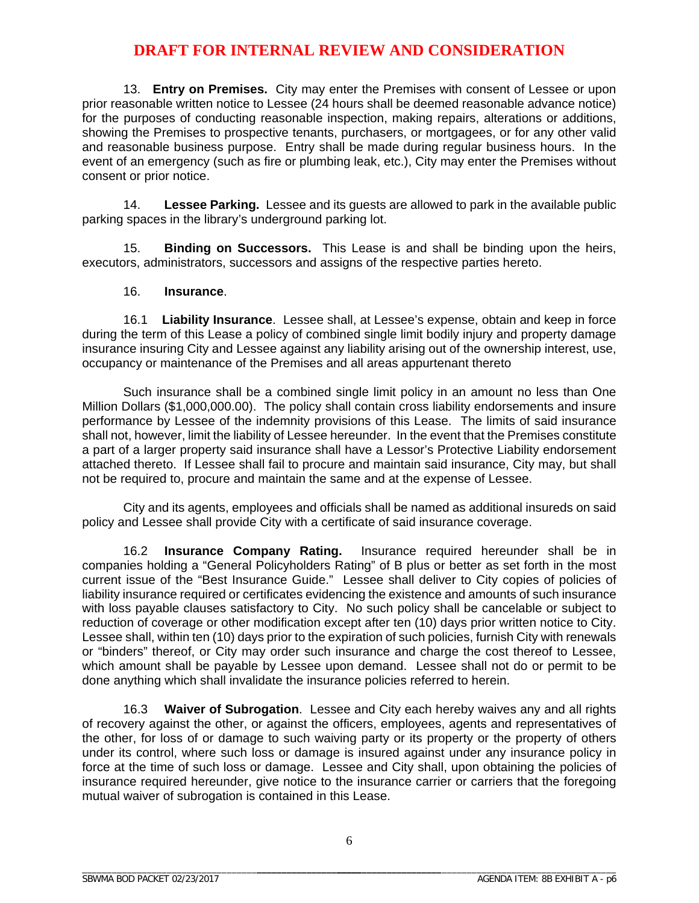**DRAFT FOR INTERNAL REVIEW AND CONSIDERATION**

13. **Entry on Premises.** City may enter the Premises with consent of Lessee or upon prior reasonable written notice to Lessee (24 hours shall be deemed reasonable advance notice) for the purposes of conducting reasonable inspection, making repairs, alterations or additions, showing the Premises to prospective tenants, purchasers, or mortgagees, or for any other valid and reasonable business purpose. Entry shall be made during regular business hours. In the event of an emergency (such as fire or plumbing leak, etc.), City may enter the Premises without consent or prior notice.

14. **Lessee Parking.** Lessee and its guests are allowed to park in the available public parking spaces in the library's underground parking lot.

15. **Binding on Successors.** This Lease is and shall be binding upon the heirs, executors, administrators, successors and assigns of the respective parties hereto.

16. **Insurance**.

16.1 **Liability Insurance**. Lessee shall, at Lessee's expense, obtain and keep in force during the term of this Lease a policy of combined single limit bodily injury and property damage insurance insuring City and Lessee against any liability arising out of the ownership interest, use, occupancy or maintenance of the Premises and all areas appurtenant thereto

Such insurance shall be a combined single limit policy in an amount no less than One Million Dollars ($1,000,000.00). The policy shall contain cross liability endorsements and insure performance by Lessee of the indemnity provisions of this Lease. The limits of said insurance shall not, however, limit the liability of Lessee hereunder. In the event that the Premises constitute a part of a larger property said insurance shall have a Lessor's Protective Liability endorsement attached thereto. If Lessee shall fail to procure and maintain said insurance, City may, but shall not be required to, procure and maintain the same and at the expense of Lessee.

City and its agents, employees and officials shall be named as additional insureds on said policy and Lessee shall provide City with a certificate of said insurance coverage.

16.2 **Insurance Company Rating.** Insurance required hereunder shall be in companies holding a "General Policyholders Rating" of B plus or better as set forth in the most current issue of the "Best Insurance Guide." Lessee shall deliver to City copies of policies of liability insurance required or certificates evidencing the existence and amounts of such insurance with loss payable clauses satisfactory to City. No such policy shall be cancelable or subject to reduction of coverage or other modification except after ten (10) days prior written notice to City. Lessee shall, within ten (10) days prior to the expiration of such policies, furnish City with renewals or "binders" thereof, or City may order such insurance and charge the cost thereof to Lessee, which amount shall be payable by Lessee upon demand. Lessee shall not do or permit to be done anything which shall invalidate the insurance policies referred to herein.

16.3 **Waiver of Subrogation**. Lessee and City each hereby waives any and all rights of recovery against the other, or against the officers, employees, agents and representatives of the other, for loss of or damage to such waiving party or its property or the property of others under its control, where such loss or damage is insured against under any insurance policy in force at the time of such loss or damage. Lessee and City shall, upon obtaining the policies of insurance required hereunder, give notice to the insurance carrier or carriers that the foregoing mutual waiver of subrogation is contained in this Lease.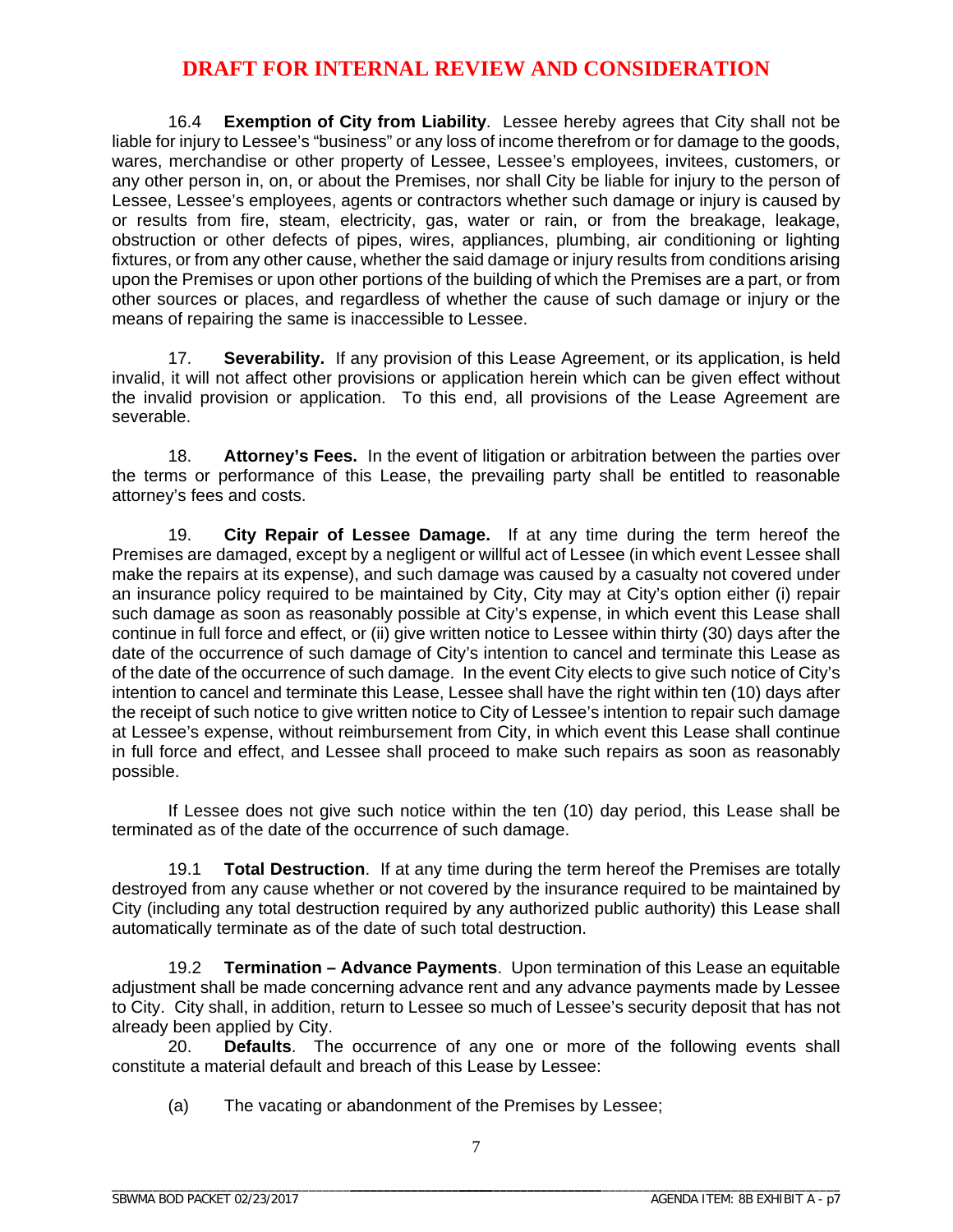**DRAFT FOR INTERNAL REVIEW AND CONSIDERATION**

16.4 **Exemption of City from Liability**. Lessee hereby agrees that City shall not be liable for injury to Lessee's "business" or any loss of income therefrom or for damage to the goods, wares, merchandise or other property of Lessee, Lessee's employees, invitees, customers, or any other person in, on, or about the Premises, nor shall City be liable for injury to the person of Lessee, Lessee's employees, agents or contractors whether such damage or injury is caused by or results from fire, steam, electricity, gas, water or rain, or from the breakage, leakage, obstruction or other defects of pipes, wires, appliances, plumbing, air conditioning or lighting fixtures, or from any other cause, whether the said damage or injury results from conditions arising upon the Premises or upon other portions of the building of which the Premises are a part, or from other sources or places, and regardless of whether the cause of such damage or injury or the means of repairing the same is inaccessible to Lessee.

17. **Severability.** If any provision of this Lease Agreement, or its application, is held invalid, it will not affect other provisions or application herein which can be given effect without the invalid provision or application. To this end, all provisions of the Lease Agreement are severable.

18. **Attorney's Fees.** In the event of litigation or arbitration between the parties over the terms or performance of this Lease, the prevailing party shall be entitled to reasonable attorney's fees and costs.

19. **City Repair of Lessee Damage.** If at any time during the term hereof the Premises are damaged, except by a negligent or willful act of Lessee (in which event Lessee shall make the repairs at its expense), and such damage was caused by a casualty not covered under an insurance policy required to be maintained by City, City may at City's option either (i) repair such damage as soon as reasonably possible at City's expense, in which event this Lease shall continue in full force and effect, or (ii) give written notice to Lessee within thirty (30) days after the date of the occurrence of such damage of City's intention to cancel and terminate this Lease as of the date of the occurrence of such damage. In the event City elects to give such notice of City's intention to cancel and terminate this Lease, Lessee shall have the right within ten (10) days after the receipt of such notice to give written notice to City of Lessee's intention to repair such damage at Lessee's expense, without reimbursement from City, in which event this Lease shall continue in full force and effect, and Lessee shall proceed to make such repairs as soon as reasonably possible.

If Lessee does not give such notice within the ten (10) day period, this Lease shall be terminated as of the date of the occurrence of such damage.

19.1 **Total Destruction**. If at any time during the term hereof the Premises are totally destroyed from any cause whether or not covered by the insurance required to be maintained by City (including any total destruction required by any authorized public authority) this Lease shall automatically terminate as of the date of such total destruction.

19.2 **Termination – Advance Payments**. Upon termination of this Lease an equitable adjustment shall be made concerning advance rent and any advance payments made by Lessee to City. City shall, in addition, return to Lessee so much of Lessee's security deposit that has not already been applied by City.

20. **Defaults**. The occurrence of any one or more of the following events shall constitute a material default and breach of this Lease by Lessee:

(a) The vacating or abandonment of the Premises by Lessee;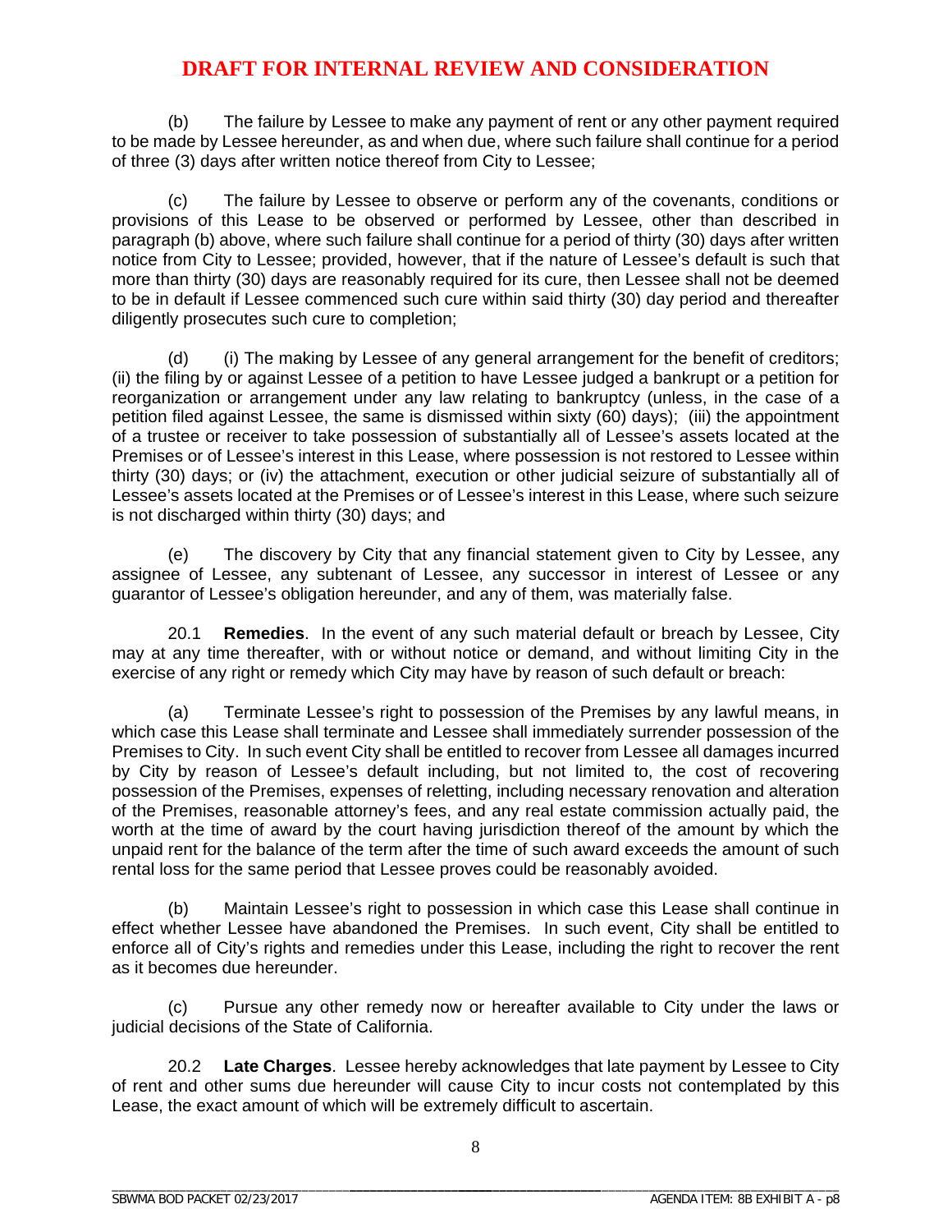**DRAFT FOR INTERNAL REVIEW AND CONSIDERATION**

(b) The failure by Lessee to make any payment of rent or any other payment required to be made by Lessee hereunder, as and when due, where such failure shall continue for a period of three (3) days after written notice thereof from City to Lessee;

(c) The failure by Lessee to observe or perform any of the covenants, conditions or provisions of this Lease to be observed or performed by Lessee, other than described in paragraph (b) above, where such failure shall continue for a period of thirty (30) days after written notice from City to Lessee; provided, however, that if the nature of Lessee's default is such that more than thirty (30) days are reasonably required for its cure, then Lessee shall not be deemed to be in default if Lessee commenced such cure within said thirty (30) day period and thereafter diligently prosecutes such cure to completion;

(d) (i) The making by Lessee of any general arrangement for the benefit of creditors; (ii) the filing by or against Lessee of a petition to have Lessee judged a bankrupt or a petition for reorganization or arrangement under any law relating to bankruptcy (unless, in the case of a petition filed against Lessee, the same is dismissed within sixty (60) days); (iii) the appointment of a trustee or receiver to take possession of substantially all of Lessee's assets located at the Premises or of Lessee's interest in this Lease, where possession is not restored to Lessee within thirty (30) days; or (iv) the attachment, execution or other judicial seizure of substantially all of Lessee's assets located at the Premises or of Lessee's interest in this Lease, where such seizure is not discharged within thirty (30) days; and

(e) The discovery by City that any financial statement given to City by Lessee, any assignee of Lessee, any subtenant of Lessee, any successor in interest of Lessee or any guarantor of Lessee's obligation hereunder, and any of them, was materially false.

20.1 **Remedies**. In the event of any such material default or breach by Lessee, City may at any time thereafter, with or without notice or demand, and without limiting City in the exercise of any right or remedy which City may have by reason of such default or breach:

(a) Terminate Lessee's right to possession of the Premises by any lawful means, in which case this Lease shall terminate and Lessee shall immediately surrender possession of the Premises to City. In such event City shall be entitled to recover from Lessee all damages incurred by City by reason of Lessee's default including, but not limited to, the cost of recovering possession of the Premises, expenses of reletting, including necessary renovation and alteration of the Premises, reasonable attorney's fees, and any real estate commission actually paid, the worth at the time of award by the court having jurisdiction thereof of the amount by which the unpaid rent for the balance of the term after the time of such award exceeds the amount of such rental loss for the same period that Lessee proves could be reasonably avoided.

(b) Maintain Lessee's right to possession in which case this Lease shall continue in effect whether Lessee have abandoned the Premises. In such event, City shall be entitled to enforce all of City's rights and remedies under this Lease, including the right to recover the rent as it becomes due hereunder.

(c) Pursue any other remedy now or hereafter available to City under the laws or judicial decisions of the State of California.

20.2 **Late Charges**. Lessee hereby acknowledges that late payment by Lessee to City of rent and other sums due hereunder will cause City to incur costs not contemplated by this Lease, the exact amount of which will be extremely difficult to ascertain.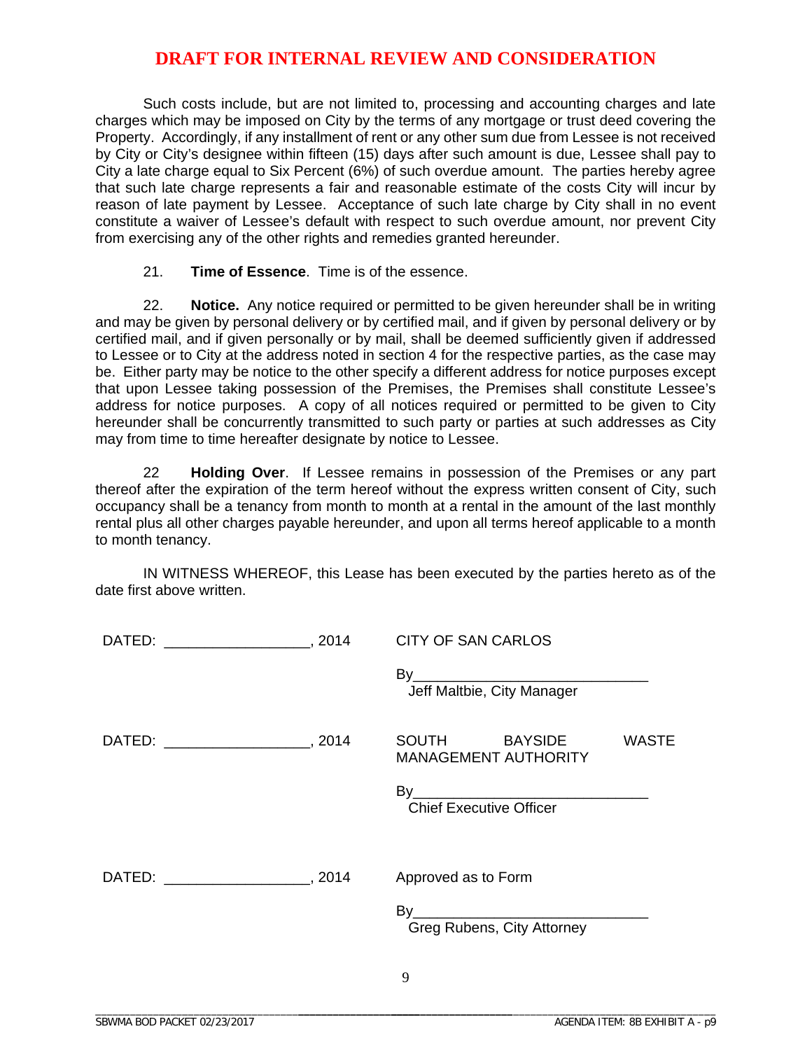**DRAFT FOR INTERNAL REVIEW AND CONSIDERATION**

Such costs include, but are not limited to, processing and accounting charges and late charges which may be imposed on City by the terms of any mortgage or trust deed covering the Property. Accordingly, if any installment of rent or any other sum due from Lessee is not received by City or City's designee within fifteen (15) days after such amount is due, Lessee shall pay to City a late charge equal to Six Percent (6%) of such overdue amount. The parties hereby agree that such late charge represents a fair and reasonable estimate of the costs City will incur by reason of late payment by Lessee. Acceptance of such late charge by City shall in no event constitute a waiver of Lessee's default with respect to such overdue amount, nor prevent City from exercising any of the other rights and remedies granted hereunder.

21. **Time of Essence**. Time is of the essence.

22. **Notice.** Any notice required or permitted to be given hereunder shall be in writing and may be given by personal delivery or by certified mail, and if given by personal delivery or by certified mail, and if given personally or by mail, shall be deemed sufficiently given if addressed to Lessee or to City at the address noted in section 4 for the respective parties, as the case may be. Either party may be notice to the other specify a different address for notice purposes except that upon Lessee taking possession of the Premises, the Premises shall constitute Lessee's address for notice purposes. A copy of all notices required or permitted to be given to City hereunder shall be concurrently transmitted to such party or parties at such addresses as City may from time to time hereafter designate by notice to Lessee.

22 **Holding Over**. If Lessee remains in possession of the Premises or any part thereof after the expiration of the term hereof without the express written consent of City, such occupancy shall be a tenancy from month to month at a rental in the amount of the last monthly rental plus all other charges payable hereunder, and upon all terms hereof applicable to a month to month tenancy.

IN WITNESS WHEREOF, this Lease has been executed by the parties hereto as of the date first above written.

DATED: ________________, 2014

CITY OF SAN CARLOS

By_____________________________
Jeff Maltbie, City Manager

DATED: ________________, 2014

SOUTH BAYSIDE WASTE MANAGEMENT AUTHORITY

By_____________________________
Chief Executive Officer

DATED: ________________, 2014

Approved as to Form

By_____________________________
Greg Rubens, City Attorney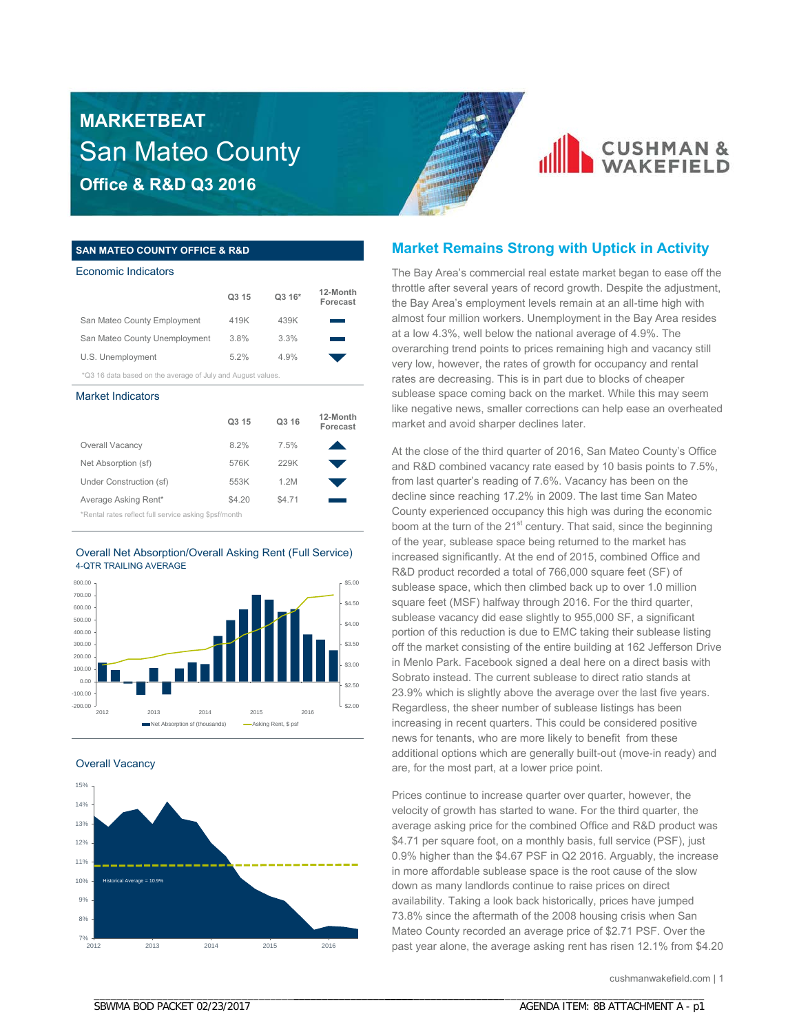# MARKETBEAT

## San Mateo County

### Office & R&D Q3 2016

**SAN MATEO COUNTY OFFICE & R&D**

**Economic Indicators**

| | Q3 15 | Q3 16* | 12-Month Forecast |
|---|---|---|---|
| San Mateo County Employment | 419K | 439K | — |
| San Mateo County Unemployment | 3.8% | 3.3% | — |
| U.S. Unemployment | 5.2% | 4.9% | ▼ |

*Q3 16 data based on the average of July and August values.

**Market Indicators**

| | Q3 15 | Q3 16 | 12-Month Forecast |
|---|---|---|---|
| Overall Vacancy | 8.2% | 7.5% | ▲ |
| Net Absorption (sf) | 576K | 229K | ▼ |
| Under Construction (sf) | 553K | 1.2M | ▼ |
| Average Asking Rent* | $4.20 | $4.71 | — |

*Rental rates reflect full service asking $psf/month

**Overall Net Absorption/Overall Asking Rent (Full Service)**
4-QTR TRAILING AVERAGE

**Overall Vacancy**

## Market Remains Strong with Uptick in Activity

The Bay Area's commercial real estate market began to ease off the throttle after several years of record growth. Despite the adjustment, the Bay Area's employment levels remain at an all-time high with almost four million workers. Unemployment in the Bay Area resides at a low 4.3%, well below the national average of 4.9%. The overarching trend points to prices remaining high and vacancy still very low, however, the rates of growth for occupancy and rental rates are decreasing. This is in part due to blocks of cheaper sublease space coming back on the market. While this may seem like negative news, smaller corrections can help ease an overheated market and avoid sharper declines later.

At the close of the third quarter of 2016, San Mateo County's Office and R&D combined vacancy rate eased by 10 basis points to 7.5%, from last quarter's reading of 7.6%. Vacancy has been on the decline since reaching 17.2% in 2009. The last time San Mateo County experienced occupancy this high was during the economic boom at the turn of the 21st century. That said, since the beginning of the year, sublease space being returned to the market has increased significantly. At the end of 2015, combined Office and R&D product recorded a total of 766,000 square feet (SF) of sublease space, which then climbed back up to over 1.0 million square feet (MSF) halfway through 2016. For the third quarter, sublease vacancy did ease slightly to 955,000 SF, a significant portion of this reduction is due to EMC taking their sublease listing off the market consisting of the entire building at 162 Jefferson Drive in Menlo Park. Facebook signed a deal here on a direct basis with Sobrato instead. The current sublease to direct ratio stands at 23.9% which is slightly above the average over the last five years. Regardless, the sheer number of sublease listings has been increasing in recent quarters. This could be considered positive news for tenants, who are more likely to benefit from these additional options which are generally built-out (move-in ready) and are, for the most part, at a lower price point.

Prices continue to increase quarter over quarter, however, the velocity of growth has started to wane. For the third quarter, the average asking price for the combined Office and R&D product was $4.71 per square foot, on a monthly basis, full service (PSF), just 0.9% higher than the $4.67 PSF in Q2 2016. Arguably, the increase in more affordable sublease space is the root cause of the slow down as many landlords continue to raise prices on direct availability. Taking a look back historically, prices have jumped 73.8% since the aftermath of the 2008 housing crisis when San Mateo County recorded an average price of $2.71 PSF. Over the past year alone, the average asking rent has risen 12.1% from $4.20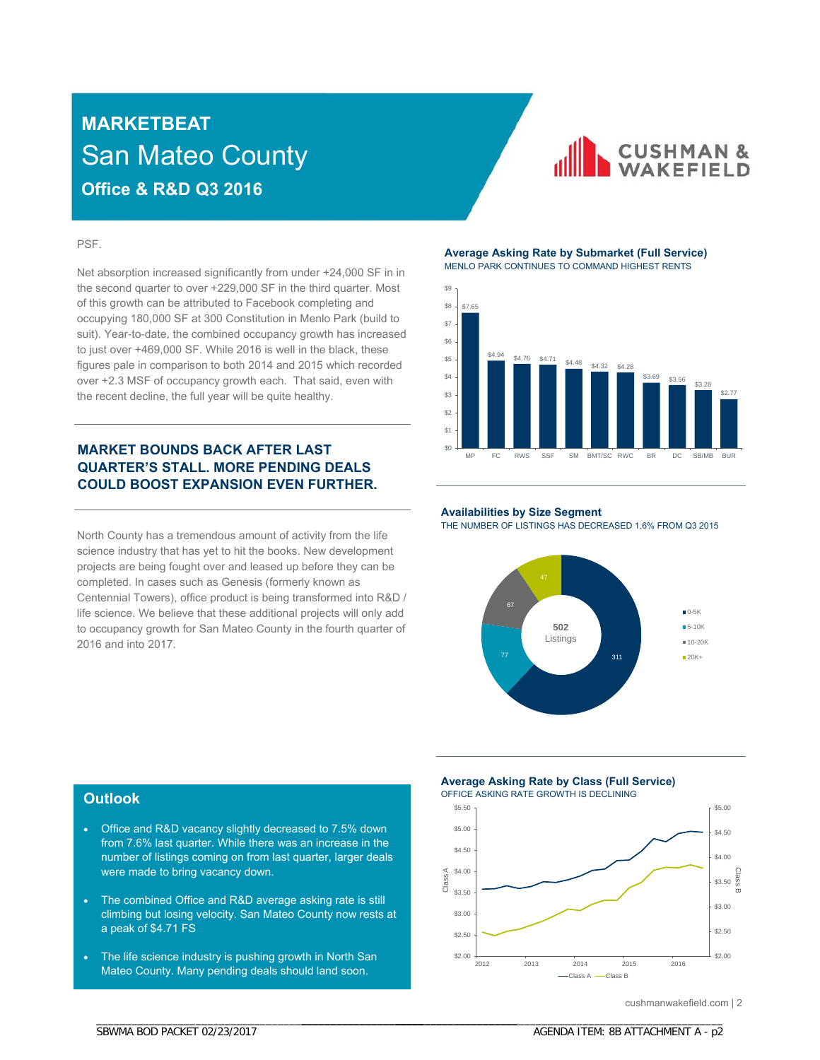# MARKETBEAT

## San Mateo County

### Office & R&D Q3 2016

PSF.

Net absorption increased significantly from under +24,000 SF in in the second quarter to over +229,000 SF in the third quarter. Most of this growth can be attributed to Facebook completing and occupying 180,000 SF at 300 Constitution in Menlo Park (build to suit). Year-to-date, the combined occupancy growth has increased to just over +469,000 SF. While 2016 is well in the black, these figures pale in comparison to both 2014 and 2015 which recorded over +2.3 MSF of occupancy growth each. That said, even with the recent decline, the full year will be quite healthy.

### MARKET BOUNDS BACK AFTER LAST QUARTER'S STALL. MORE PENDING DEALS COULD BOOST EXPANSION EVEN FURTHER.

North County has a tremendous amount of activity from the life science industry that has yet to hit the books. New development projects are being fought over and leased up before they can be completed. In cases such as Genesis (formerly known as Centennial Towers), office product is being transformed into R&D / life science. We believe that these additional projects will only add to occupancy growth for San Mateo County in the fourth quarter of 2016 and into 2017.

**Average Asking Rate by Submarket (Full Service)**

MENLO PARK CONTINUES TO COMMAND HIGHEST RENTS

| Submarket | Rate |
|---|---|
| MP | $7.65 |
| FC | $4.94 |
| RWS | $4.76 |
| SSF | $4.71 |
| SM | $4.48 |
| BMT/SC | $4.32 |
| RWC | $4.28 |
| BR | $3.69 |
| DC | $3.56 |
| SB/MB | $3.28 |
| BUR | $2.77 |

**Availabilities by Size Segment**

THE NUMBER OF LISTINGS HAS DECREASED 1.6% FROM Q3 2015

502 Listings

| Size Segment | Listings |
|---|---|
| 0-5K | 311 |
| 5-10K | 77 |
| 10-20K | 67 |
| 20K+ | 47 |

**Average Asking Rate by Class (Full Service)**

OFFICE ASKING RATE GROWTH IS DECLINING

Class A — Class B (2012–2016)

## Outlook

- Office and R&D vacancy slightly decreased to 7.5% down from 7.6% last quarter. While there was an increase in the number of listings coming on from last quarter, larger deals were made to bring vacancy down.
- The combined Office and R&D average asking rate is still climbing but losing velocity. San Mateo County now rests at a peak of $4.71 FS
- The life science industry is pushing growth in North San Mateo County. Many pending deals should land soon.

cushmanwakefield.com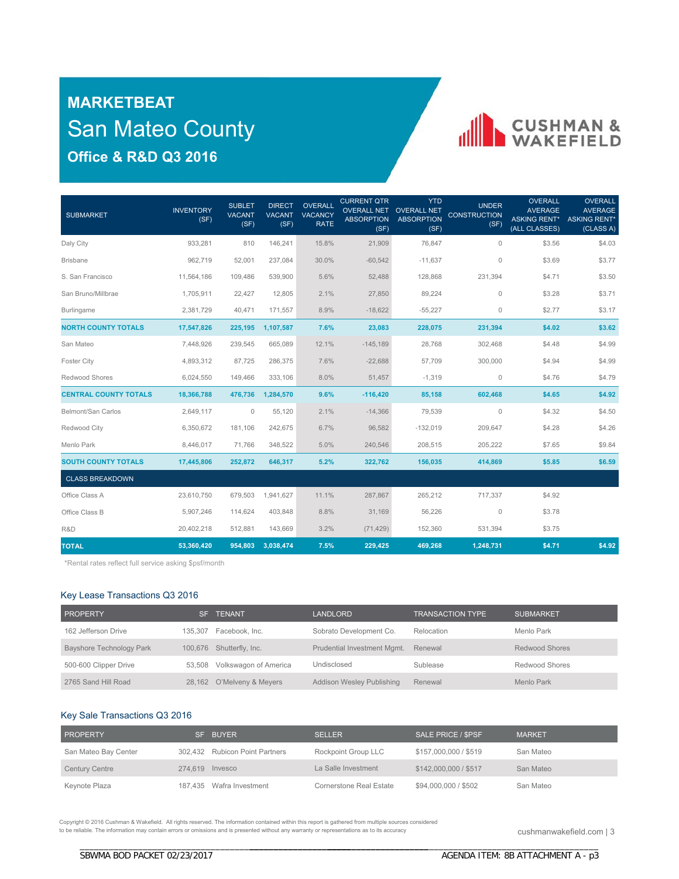# MARKETBEAT

## San Mateo County

### Office & R&D Q3 2016

| SUBMARKET | INVENTORY (SF) | SUBLET VACANT (SF) | DIRECT VACANT (SF) | OVERALL VACANCY RATE | CURRENT QTR OVERALL NET ABSORPTION (SF) | YTD OVERALL NET ABSORPTION (SF) | UNDER CONSTRUCTION (SF) | OVERALL AVERAGE ASKING RENT* (ALL CLASSES) | OVERALL AVERAGE ASKING RENT* (CLASS A) |
|---|---|---|---|---|---|---|---|---|---|
| Daly City | 933,281 | 810 | 146,241 | 15.8% | 21,909 | 76,847 | 0 | $3.56 | $4.03 |
| Brisbane | 962,719 | 52,001 | 237,084 | 30.0% | -60,542 | -11,637 | 0 | $3.69 | $3.77 |
| S. San Francisco | 11,564,186 | 109,486 | 539,900 | 5.6% | 52,488 | 128,868 | 231,394 | $4.71 | $3.50 |
| San Bruno/Millbrae | 1,705,911 | 22,427 | 12,805 | 2.1% | 27,850 | 89,224 | 0 | $3.28 | $3.71 |
| Burlingame | 2,381,729 | 40,471 | 171,557 | 8.9% | -18,622 | -55,227 | 0 | $2.77 | $3.17 |
| **NORTH COUNTY TOTALS** | **17,547,826** | **225,195** | **1,107,587** | **7.6%** | **23,083** | **228,075** | **231,394** | **$4.02** | **$3.62** |
| San Mateo | 7,448,926 | 239,545 | 665,089 | 12.1% | -145,189 | 28,768 | 302,468 | $4.48 | $4.99 |
| Foster City | 4,893,312 | 87,725 | 286,375 | 7.6% | -22,688 | 57,709 | 300,000 | $4.94 | $4.99 |
| Redwood Shores | 6,024,550 | 149,466 | 333,106 | 8.0% | 51,457 | -1,319 | 0 | $4.76 | $4.79 |
| **CENTRAL COUNTY TOTALS** | **18,366,788** | **476,736** | **1,284,570** | **9.6%** | **-116,420** | **85,158** | **602,468** | **$4.65** | **$4.92** |
| Belmont/San Carlos | 2,649,117 | 0 | 55,120 | 2.1% | -14,366 | 79,539 | 0 | $4.32 | $4.50 |
| Redwood City | 6,350,672 | 181,106 | 242,675 | 6.7% | 96,582 | -132,019 | 209,647 | $4.28 | $4.26 |
| Menlo Park | 8,446,017 | 71,766 | 348,522 | 5.0% | 240,546 | 208,515 | 205,222 | $7.65 | $9.84 |
| **SOUTH COUNTY TOTALS** | **17,445,806** | **252,872** | **646,317** | **5.2%** | **322,762** | **156,035** | **414,869** | **$5.85** | **$6.59** |
| CLASS BREAKDOWN | | | | | | | | | |
| Office Class A | 23,610,750 | 679,503 | 1,941,627 | 11.1% | 287,867 | 265,212 | 717,337 | $4.92 | |
| Office Class B | 5,907,246 | 114,624 | 403,848 | 8.8% | 31,169 | 56,226 | 0 | $3.78 | |
| R&D | 20,402,218 | 512,881 | 143,669 | 3.2% | (71,429) | 152,360 | 531,394 | $3.75 | |
| **TOTAL** | **53,360,420** | **954,803** | **3,038,474** | **7.5%** | **229,425** | **469,268** | **1,248,731** | **$4.71** | **$4.92** |

*Rental rates reflect full service asking $psf/month

### Key Lease Transactions Q3 2016

| PROPERTY | SF | TENANT | LANDLORD | TRANSACTION TYPE | SUBMARKET |
|---|---|---|---|---|---|
| 162 Jefferson Drive | 135,307 | Facebook, Inc. | Sobrato Development Co. | Relocation | Menlo Park |
| Bayshore Technology Park | 100,676 | Shutterfly, Inc. | Prudential Investment Mgmt. | Renewal | Redwood Shores |
| 500-600 Clipper Drive | 53,508 | Volkswagon of America | Undisclosed | Sublease | Redwood Shores |
| 2765 Sand Hill Road | 28,162 | O'Melveny & Meyers | Addison Wesley Publishing | Renewal | Menlo Park |

### Key Sale Transactions Q3 2016

| PROPERTY | SF | BUYER | SELLER | SALE PRICE / $PSF | MARKET |
|---|---|---|---|---|---|
| San Mateo Bay Center | 302,432 | Rubicon Point Partners | Rockpoint Group LLC | $157,000,000 / $519 | San Mateo |
| Century Centre | 274,619 | Invesco | La Salle Investment | $142,000,000 / $517 | San Mateo |
| Keynote Plaza | 187,435 | Wafra Investment | Cornerstone Real Estate | $94,000,000 / $502 | San Mateo |

Copyright © 2016 Cushman & Wakefield. All rights reserved. The information contained within this report is gathered from multiple sources considered to be reliable. The information may contain errors or omissions and is presented without any warranty or representations as to its accuracy

cushmanwakefield.com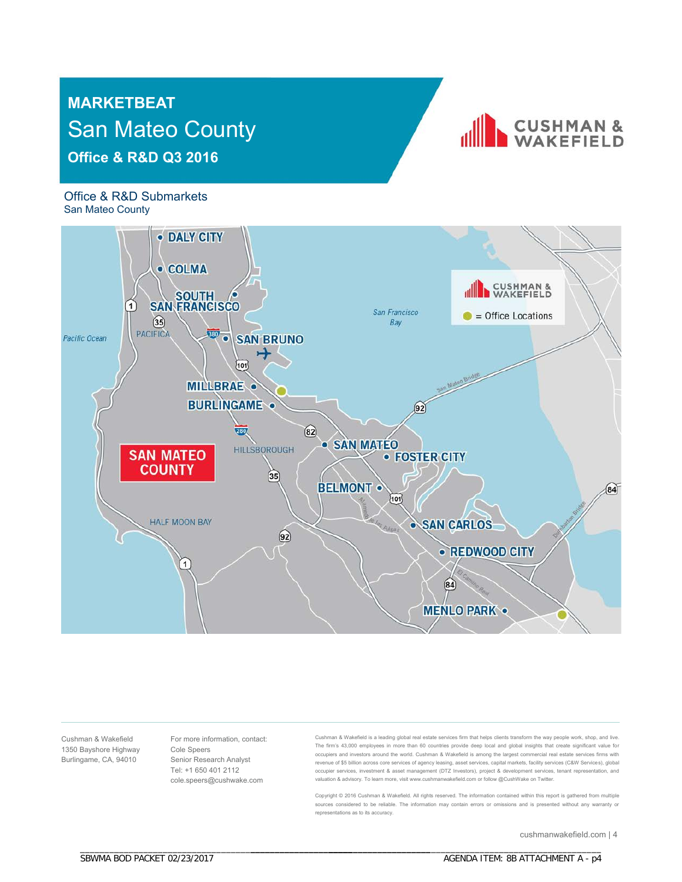# MARKETBEAT

## San Mateo County

### Office & R&D Q3 2016

CUSHMAN & WAKEFIELD

Office & R&D Submarkets
San Mateo County

Cushman & Wakefield
1350 Bayshore Highway
Burlingame, CA, 94010

For more information, contact:
Cole Speers
Senior Research Analyst
Tel: +1 650 401 2112
cole.speers@cushwake.com

Cushman & Wakefield is a leading global real estate services firm that helps clients transform the way people work, shop, and live. The firm's 43,000 employees in more than 60 countries provide deep local and global insights that create significant value for occupiers and investors around the world. Cushman & Wakefield is among the largest commercial real estate services firms with revenue of $5 billion across core services of agency leasing, asset services, capital markets, facility services (C&W Services), global occupier services, investment & asset management (DTZ Investors), project & development services, tenant representation, and valuation & advisory. To learn more, visit www.cushmanwakefield.com or follow @CushWake on Twitter.

Copyright © 2016 Cushman & Wakefield. All rights reserved. The information contained within this report is gathered from multiple sources considered to be reliable. The information may contain errors or omissions and is presented without any warranty or representations as to its accuracy.

cushmanwakefield.com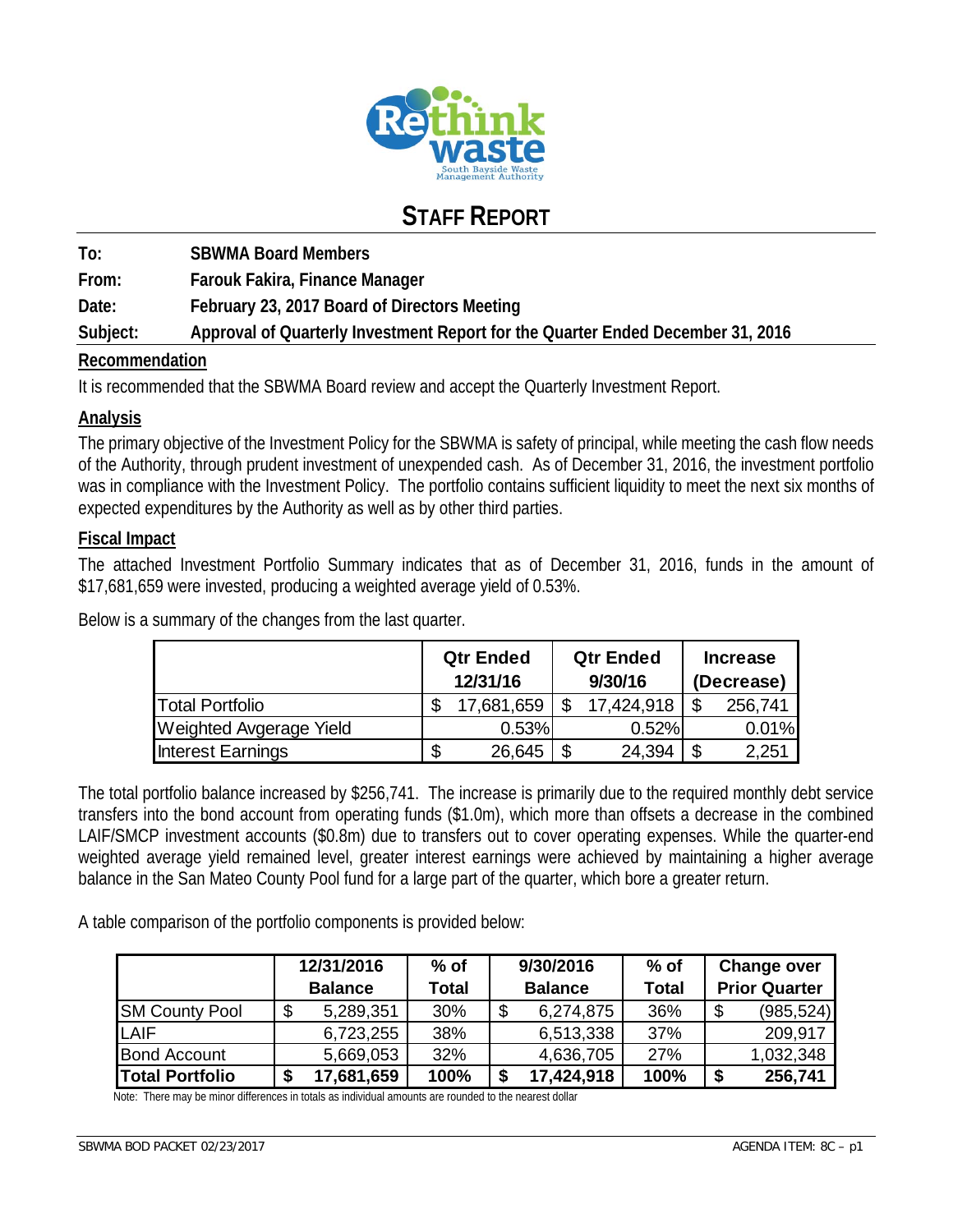# STAFF REPORT

**To:** SBWMA Board Members

**From:** Farouk Fakira, Finance Manager

**Date:** February 23, 2017 Board of Directors Meeting

**Subject:** Approval of Quarterly Investment Report for the Quarter Ended December 31, 2016

## Recommendation

It is recommended that the SBWMA Board review and accept the Quarterly Investment Report.

## Analysis

The primary objective of the Investment Policy for the SBWMA is safety of principal, while meeting the cash flow needs of the Authority, through prudent investment of unexpended cash. As of December 31, 2016, the investment portfolio was in compliance with the Investment Policy. The portfolio contains sufficient liquidity to meet the next six months of expected expenditures by the Authority as well as by other third parties.

## Fiscal Impact

The attached Investment Portfolio Summary indicates that as of December 31, 2016, funds in the amount of $17,681,659 were invested, producing a weighted average yield of 0.53%.

Below is a summary of the changes from the last quarter.

| | Qtr Ended 12/31/16 | Qtr Ended 9/30/16 | Increase (Decrease) |
|---|---|---|---|
| Total Portfolio | $ 17,681,659 | $ 17,424,918 | $ 256,741 |
| Weighted Avgerage Yield | 0.53% | 0.52% | 0.01% |
| Interest Earnings | $ 26,645 | $ 24,394 | $ 2,251 |

The total portfolio balance increased by $256,741. The increase is primarily due to the required monthly debt service transfers into the bond account from operating funds ($1.0m), which more than offsets a decrease in the combined LAIF/SMCP investment accounts ($0.8m) due to transfers out to cover operating expenses. While the quarter-end weighted average yield remained level, greater interest earnings were achieved by maintaining a higher average balance in the San Mateo County Pool fund for a large part of the quarter, which bore a greater return.

A table comparison of the portfolio components is provided below:

| | 12/31/2016 Balance | % of Total | 9/30/2016 Balance | % of Total | Change over Prior Quarter |
|---|---|---|---|---|---|
| SM County Pool | $ 5,289,351 | 30% | $ 6,274,875 | 36% | $ (985,524) |
| LAIF | 6,723,255 | 38% | 6,513,338 | 37% | 209,917 |
| Bond Account | 5,669,053 | 32% | 4,636,705 | 27% | 1,032,348 |
| **Total Portfolio** | **$ 17,681,659** | **100%** | **$ 17,424,918** | **100%** | **$ 256,741** |

Note: There may be minor differences in totals as individual amounts are rounded to the nearest dollar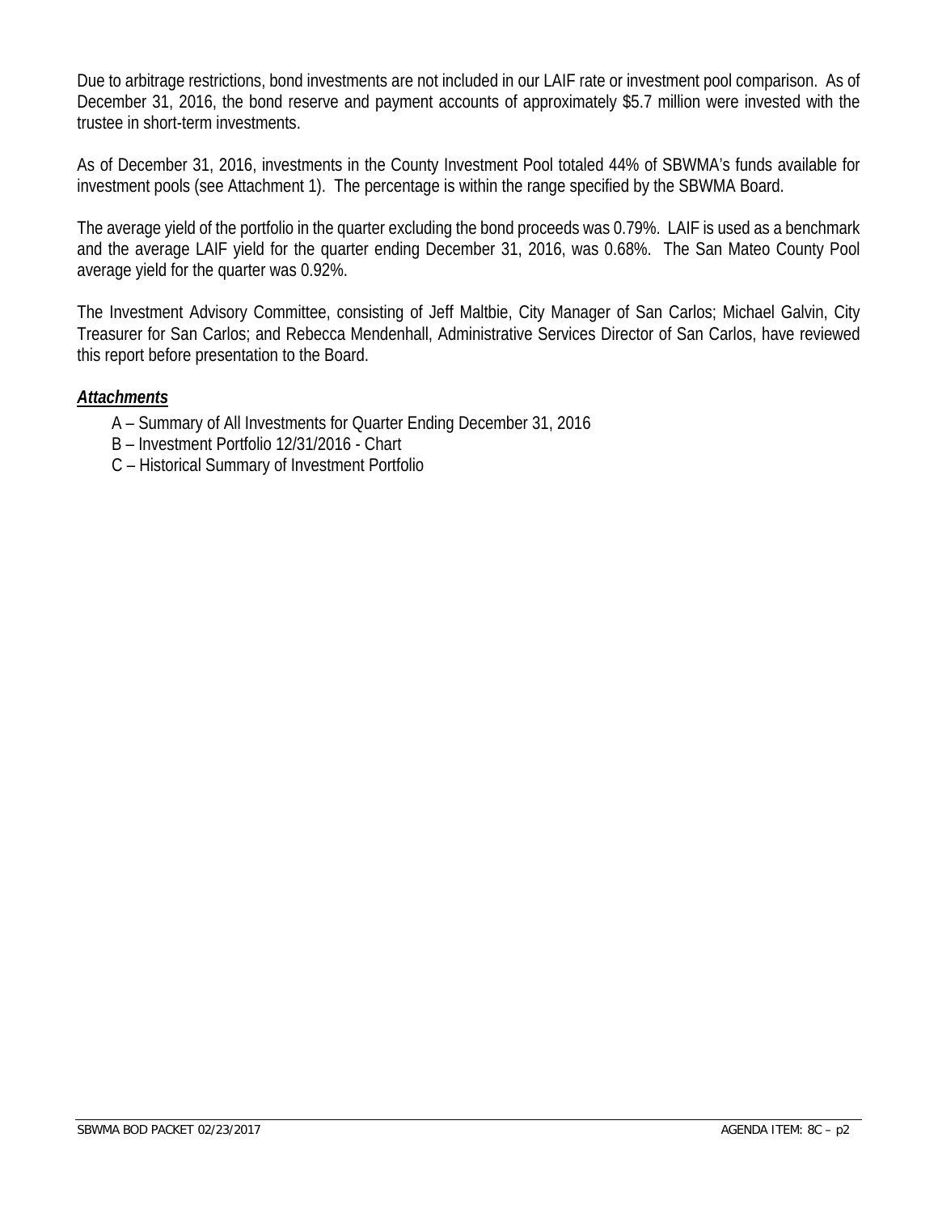Due to arbitrage restrictions, bond investments are not included in our LAIF rate or investment pool comparison. As of December 31, 2016, the bond reserve and payment accounts of approximately $5.7 million were invested with the trustee in short-term investments.

As of December 31, 2016, investments in the County Investment Pool totaled 44% of SBWMA's funds available for investment pools (see Attachment 1). The percentage is within the range specified by the SBWMA Board.

The average yield of the portfolio in the quarter excluding the bond proceeds was 0.79%. LAIF is used as a benchmark and the average LAIF yield for the quarter ending December 31, 2016, was 0.68%. The San Mateo County Pool average yield for the quarter was 0.92%.

The Investment Advisory Committee, consisting of Jeff Maltbie, City Manager of San Carlos; Michael Galvin, City Treasurer for San Carlos; and Rebecca Mendenhall, Administrative Services Director of San Carlos, have reviewed this report before presentation to the Board.

***Attachments***

- A – Summary of All Investments for Quarter Ending December 31, 2016
- B – Investment Portfolio 12/31/2016 - Chart
- C – Historical Summary of Investment Portfolio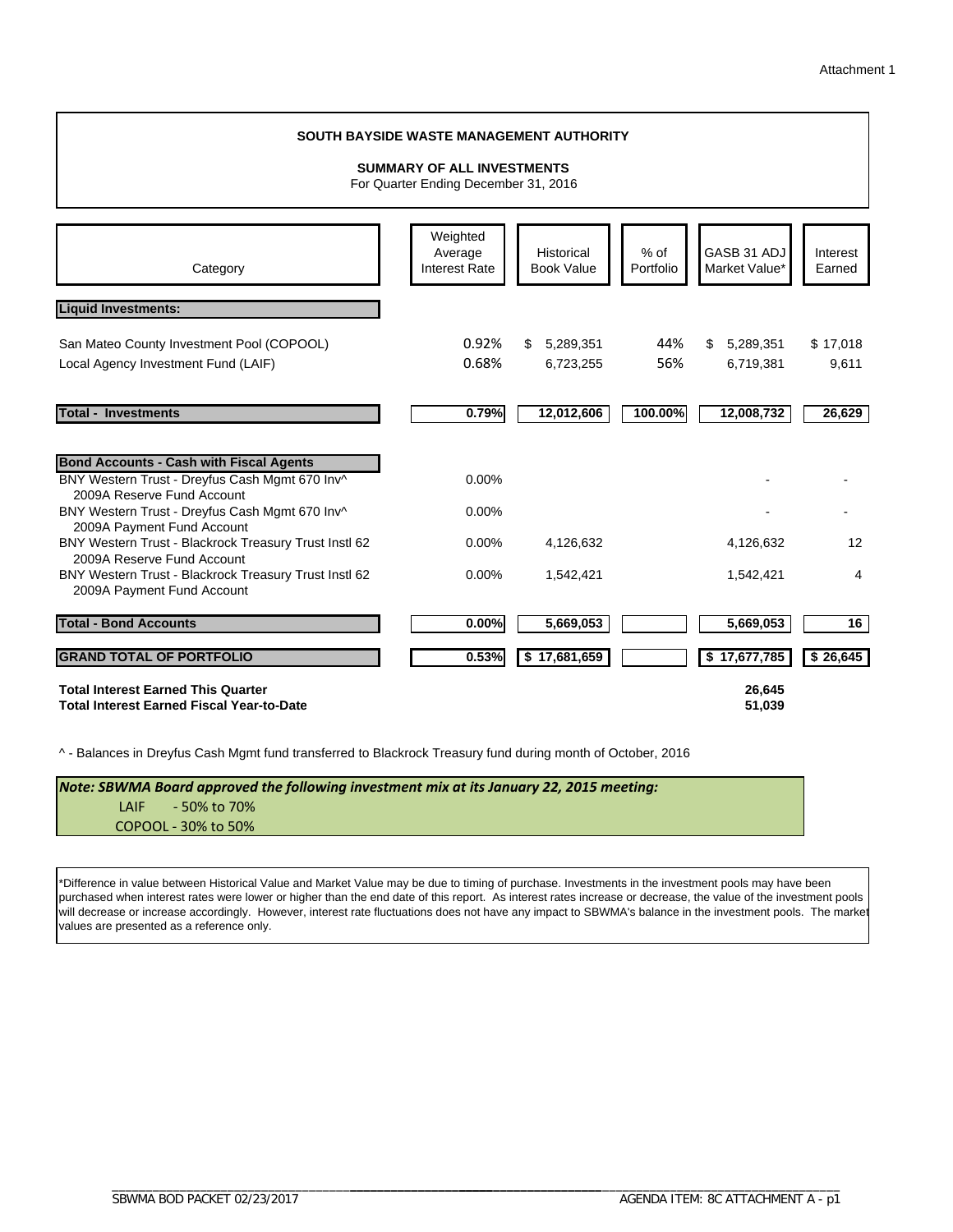Attachment 1

## SOUTH BAYSIDE WASTE MANAGEMENT AUTHORITY

### SUMMARY OF ALL INVESTMENTS

For Quarter Ending December 31, 2016

| Category | Weighted Average Interest Rate | Historical Book Value | % of Portfolio | GASB 31 ADJ Market Value* | Interest Earned |
|---|---|---|---|---|---|
| **Liquid Investments:** | | | | | |
| San Mateo County Investment Pool (COPOOL) | 0.92% | $ 5,289,351 | 44% | $ 5,289,351 | $ 17,018 |
| Local Agency Investment Fund (LAIF) | 0.68% | 6,723,255 | 56% | 6,719,381 | 9,611 |
| **Total - Investments** | **0.79%** | **12,012,606** | **100.00%** | **12,008,732** | **26,629** |
| **Bond Accounts - Cash with Fiscal Agents** | | | | | |
| BNY Western Trust - Dreyfus Cash Mgmt 670 Inv^ 2009A Reserve Fund Account | 0.00% | | | - | - |
| BNY Western Trust - Dreyfus Cash Mgmt 670 Inv^ 2009A Payment Fund Account | 0.00% | | | - | - |
| BNY Western Trust - Blackrock Treasury Trust Instl 62 2009A Reserve Fund Account | 0.00% | 4,126,632 | | 4,126,632 | 12 |
| BNY Western Trust - Blackrock Treasury Trust Instl 62 2009A Payment Fund Account | 0.00% | 1,542,421 | | 1,542,421 | 4 |
| **Total - Bond Accounts** | **0.00%** | **5,669,053** | | **5,669,053** | **16** |
| **GRAND TOTAL OF PORTFOLIO** | **0.53%** | **$ 17,681,659** | | **$ 17,677,785** | **$ 26,645** |

**Total Interest Earned This Quarter** — **26,645**
**Total Interest Earned Fiscal Year-to-Date** — **51,039**

^ - Balances in Dreyfus Cash Mgmt fund transferred to Blackrock Treasury fund during month of October, 2016

***Note: SBWMA Board approved the following investment mix at its January 22, 2015 meeting:***
- LAIF - 50% to 70%
- COPOOL - 30% to 50%

*Difference in value between Historical Value and Market Value may be due to timing of purchase. Investments in the investment pools may have been purchased when interest rates were lower or higher than the end date of this report. As interest rates increase or decrease, the value of the investment pools will decrease or increase accordingly. However, interest rate fluctuations does not have any impact to SBWMA's balance in the investment pools. The market values are presented as a reference only.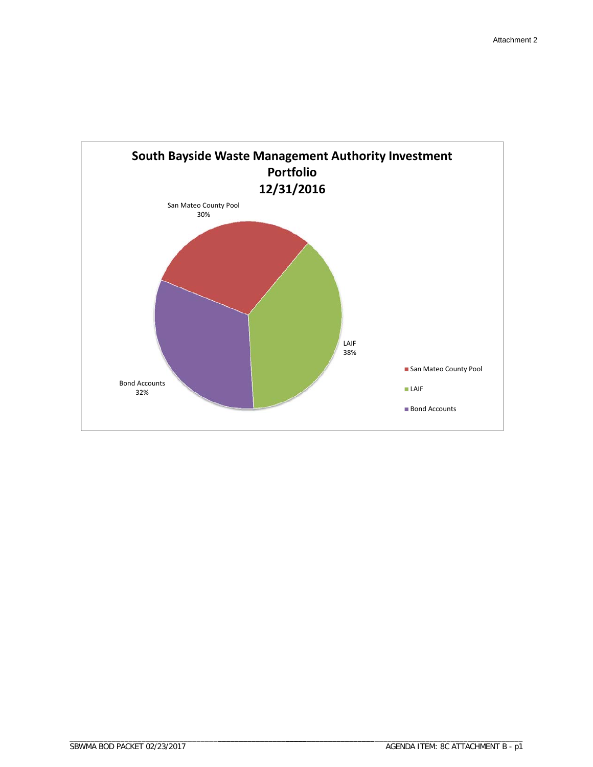Attachment 2

**South Bayside Waste Management Authority Investment Portfolio**
**12/31/2016**

San Mateo County Pool
30%

LAIF
38%

Bond Accounts
32%

■ San Mateo County Pool

■ LAIF

■ Bond Accounts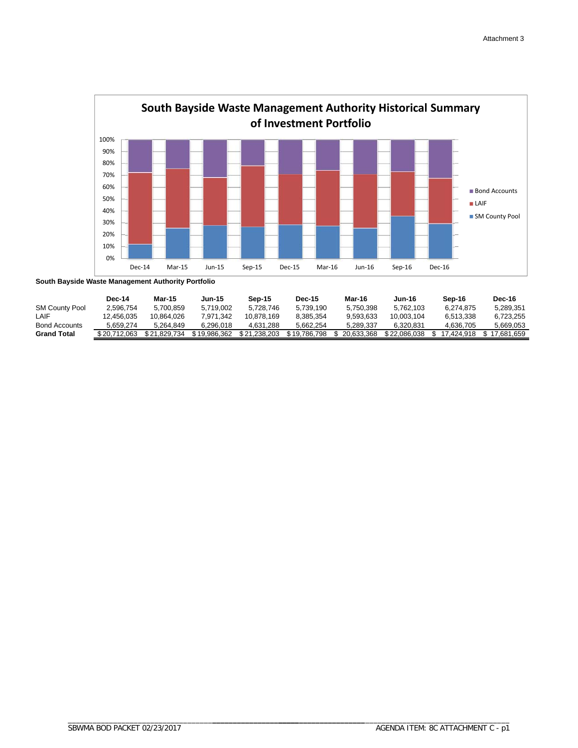Attachment 3

South Bayside Waste Management Authority Historical Summary of Investment Portfolio

100%
90%
80%
70%
60%
50%
40%
30%
20%
10%
0%

Dec-14 Mar-15 Jun-15 Sep-15 Dec-15 Mar-16 Jun-16 Sep-16 Dec-16

Bond Accounts
LAIF
SM County Pool

**South Bayside Waste Management Authority Portfolio**

| | Dec-14 | Mar-15 | Jun-15 | Sep-15 | Dec-15 | Mar-16 | Jun-16 | Sep-16 | Dec-16 |
|---|---|---|---|---|---|---|---|---|---|
| SM County Pool | 2,596,754 | 5,700,859 | 5,719,002 | 5,728,746 | 5,739,190 | 5,750,398 | 5,762,103 | 6,274,875 | 5,289,351 |
| LAIF | 12,456,035 | 10,864,026 | 7,971,342 | 10,878,169 | 8,385,354 | 9,593,633 | 10,003,104 | 6,513,338 | 6,723,255 |
| Bond Accounts | 5,659,274 | 5,264,849 | 6,296,018 | 4,631,288 | 5,662,254 | 5,289,337 | 6,320,831 | 4,636,705 | 5,669,053 |
| **Grand Total** | $ 20,712,063 | $ 21,829,734 | $ 19,986,362 | $ 21,238,203 | $ 19,786,798 | $ 20,633,368 | $ 22,086,038 | $ 17,424,918 | $ 17,681,659 |

SBWMA BOD PACKET 02/23/2017 AGENDA ITEM: 8C ATTACHMENT C - p1